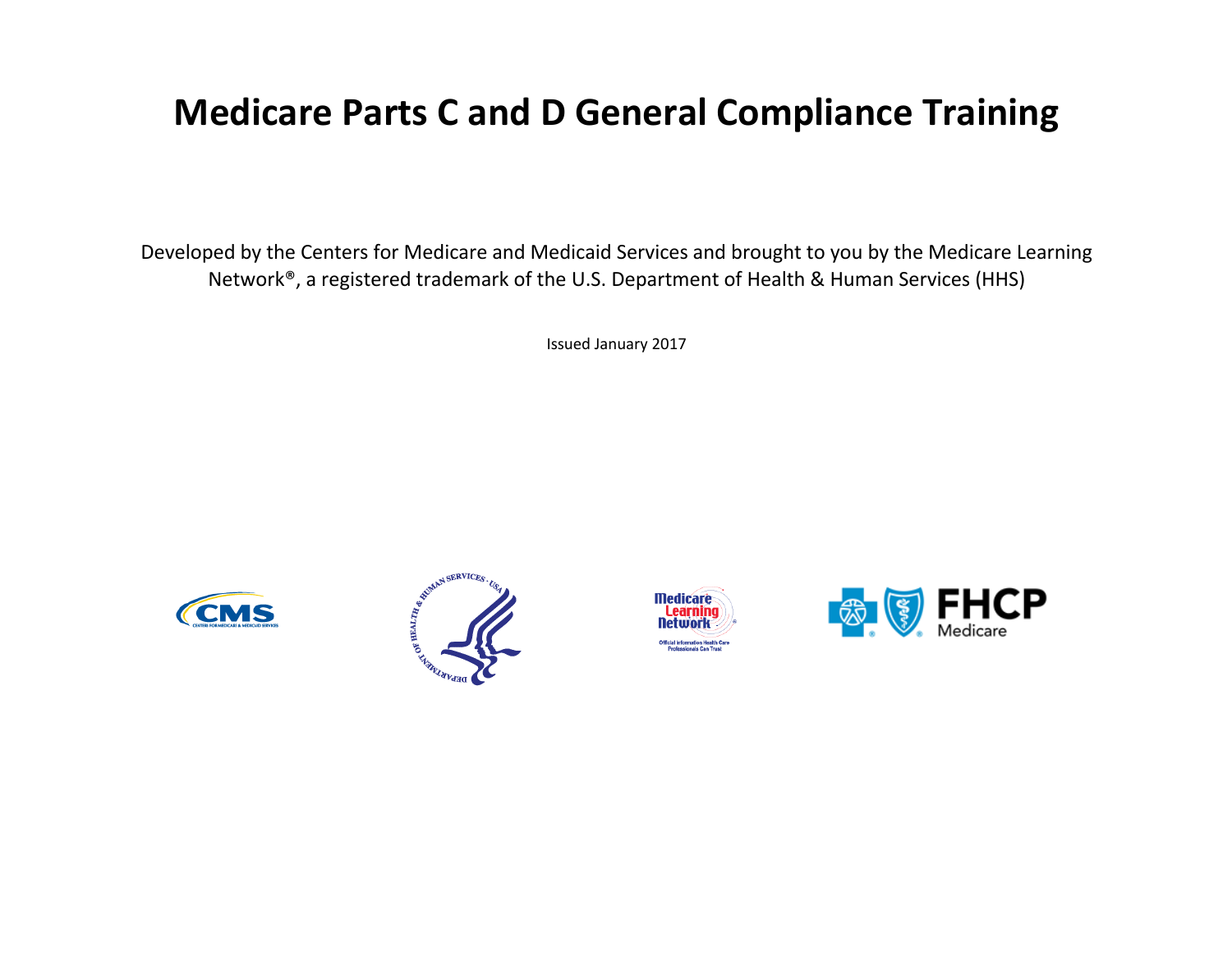# Medicare Parts C and D General Compliance Training

Developed by the Centers for Medicare and Medicaid Services and brought to you by the Medicare Learning Network®, a registered trademark of the U.S. Department of Health & Human Services (HHS)

Issued January 2017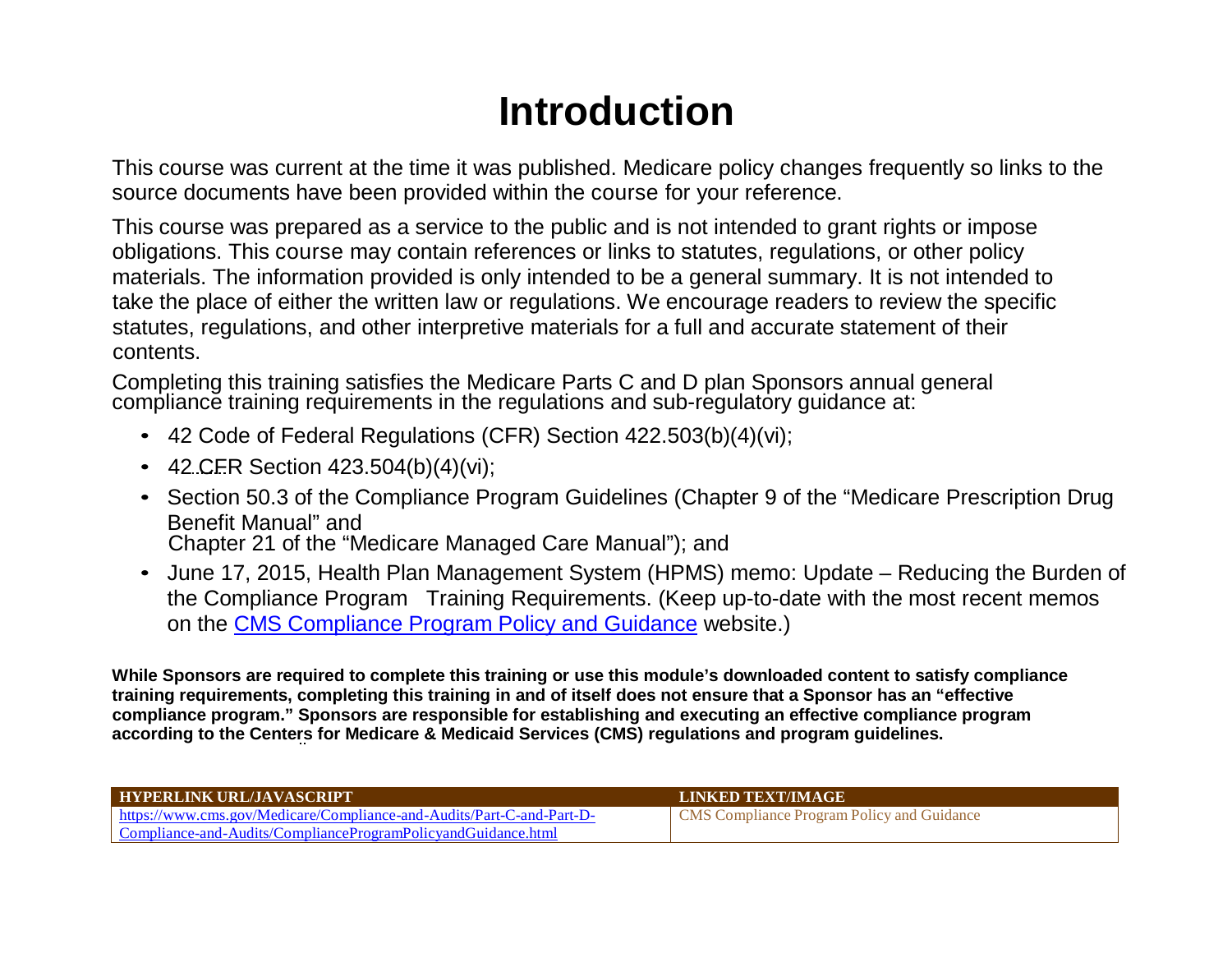# Introduction

This course was current at the time it was published. Medicare policy changes frequently so links to the source documents have been provided within the course for your reference.

This course was prepared as a service to the public and is not intended to grant rights or impose obligations. This course may contain references or links to statutes, regulations, or other policy materials. The information provided is only intended to be a general summary. It is not intended to take the place of either the written law or regulations. We encourage readers to review the specific statutes, regulations, and other interpretive materials for a full and accurate statement of their contents.

Completing this training satisfies the Medicare Parts C and D plan Sponsors annual general compliance training requirements in the regulations and sub-regulatory guidance at:

- 42 Code of Federal Regulations (CFR) Section 422.503(b)(4)(vi);
- 42 CFR Section 423.504(b)(4)(vi);
- Section 50.3 of the Compliance Program Guidelines (Chapter 9 of the "Medicare Prescription Drug Benefit Manual" and Chapter 21 of the "Medicare Managed Care Manual"); and
- June 17, 2015, Health Plan Management System (HPMS) memo: Update – Reducing the Burden of the Compliance Program Training Requirements. (Keep up-to-date with the most recent memos on the CMS Compliance Program Policy and Guidance website.)

**While Sponsors are required to complete this training or use this module's downloaded content to satisfy compliance training requirements, completing this training in and of itself does not ensure that a Sponsor has an "effective compliance program." Sponsors are responsible for establishing and executing an effective compliance program according to the Centers for Medicare & Medicaid Services (CMS) regulations and program guidelines.**

| HYPERLINK URL/JAVASCRIPT | LINKED TEXT/IMAGE |
| --- | --- |
| https://www.cms.gov/Medicare/Compliance-and-Audits/Part-C-and-Part-D-Compliance-and-Audits/ComplianceProgramPolicyandGuidance.html | CMS Compliance Program Policy and Guidance |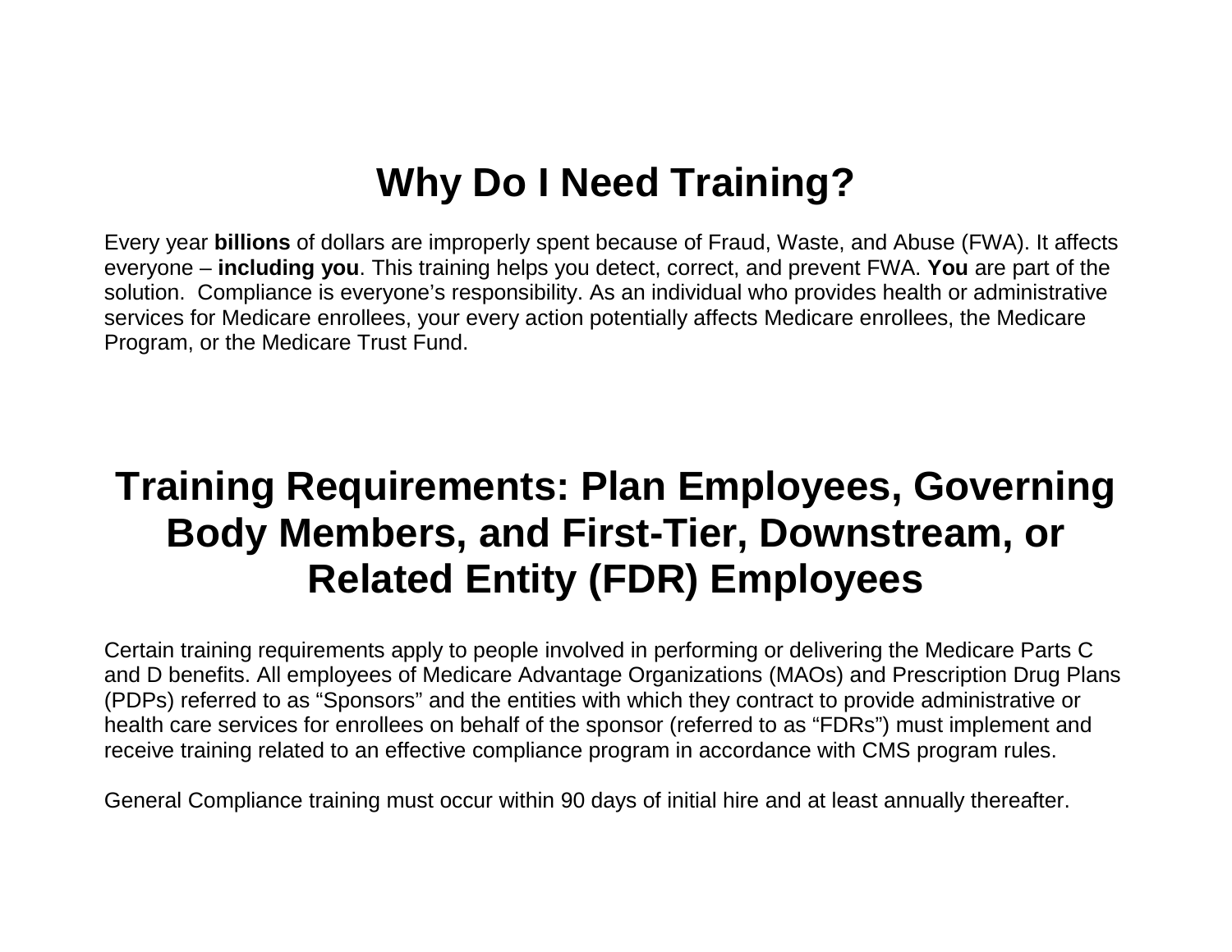# Why Do I Need Training?

Every year **billions** of dollars are improperly spent because of Fraud, Waste, and Abuse (FWA). It affects everyone – **including you**. This training helps you detect, correct, and prevent FWA. **You** are part of the solution. Compliance is everyone's responsibility. As an individual who provides health or administrative services for Medicare enrollees, your every action potentially affects Medicare enrollees, the Medicare Program, or the Medicare Trust Fund.

# Training Requirements: Plan Employees, Governing Body Members, and First-Tier, Downstream, or Related Entity (FDR) Employees

Certain training requirements apply to people involved in performing or delivering the Medicare Parts C and D benefits. All employees of Medicare Advantage Organizations (MAOs) and Prescription Drug Plans (PDPs) referred to as "Sponsors" and the entities with which they contract to provide administrative or health care services for enrollees on behalf of the sponsor (referred to as "FDRs") must implement and receive training related to an effective compliance program in accordance with CMS program rules.

General Compliance training must occur within 90 days of initial hire and at least annually thereafter.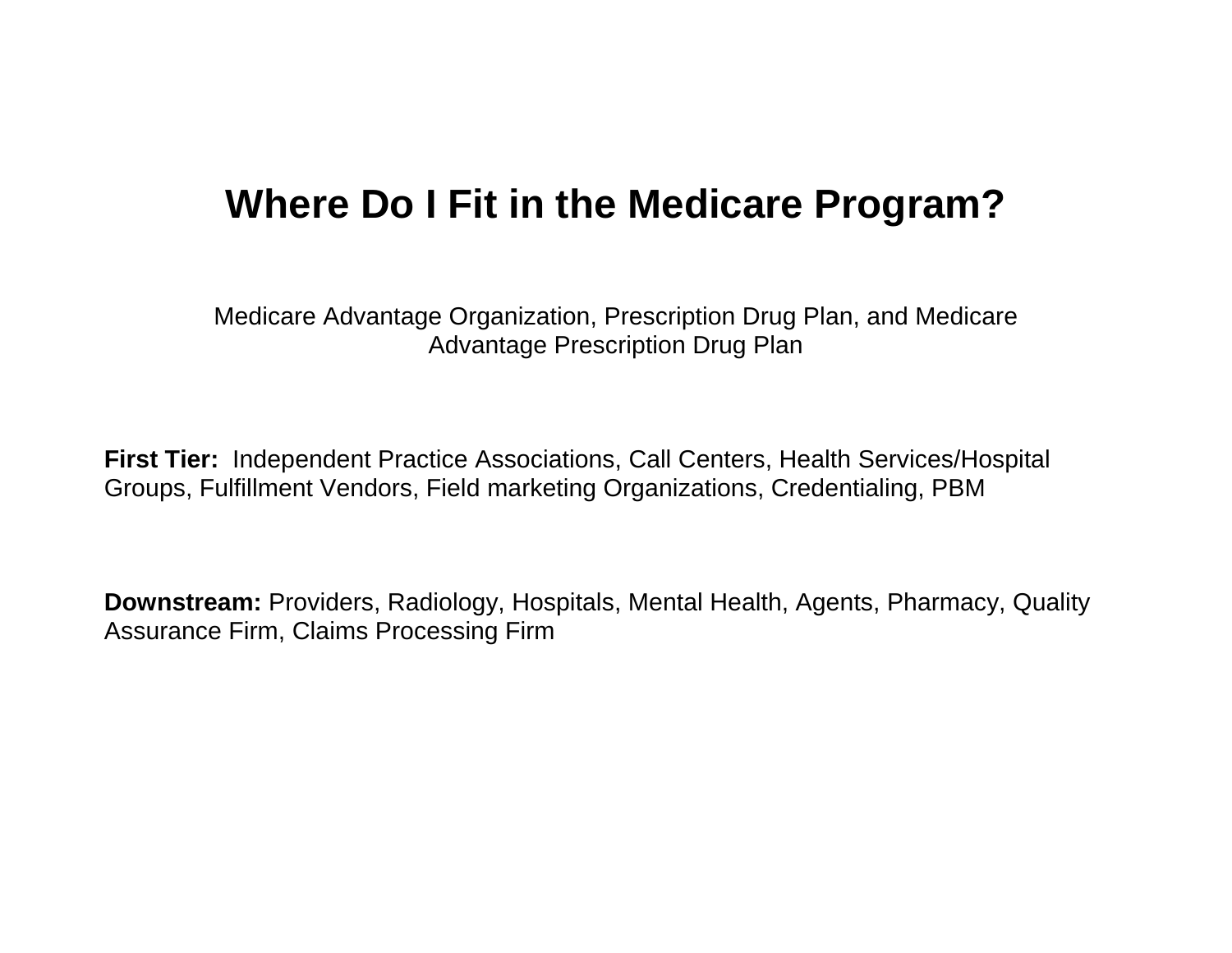# Where Do I Fit in the Medicare Program?

Medicare Advantage Organization, Prescription Drug Plan, and Medicare Advantage Prescription Drug Plan

**First Tier:** Independent Practice Associations, Call Centers, Health Services/Hospital Groups, Fulfillment Vendors, Field marketing Organizations, Credentialing, PBM

**Downstream:** Providers, Radiology, Hospitals, Mental Health, Agents, Pharmacy, Quality Assurance Firm, Claims Processing Firm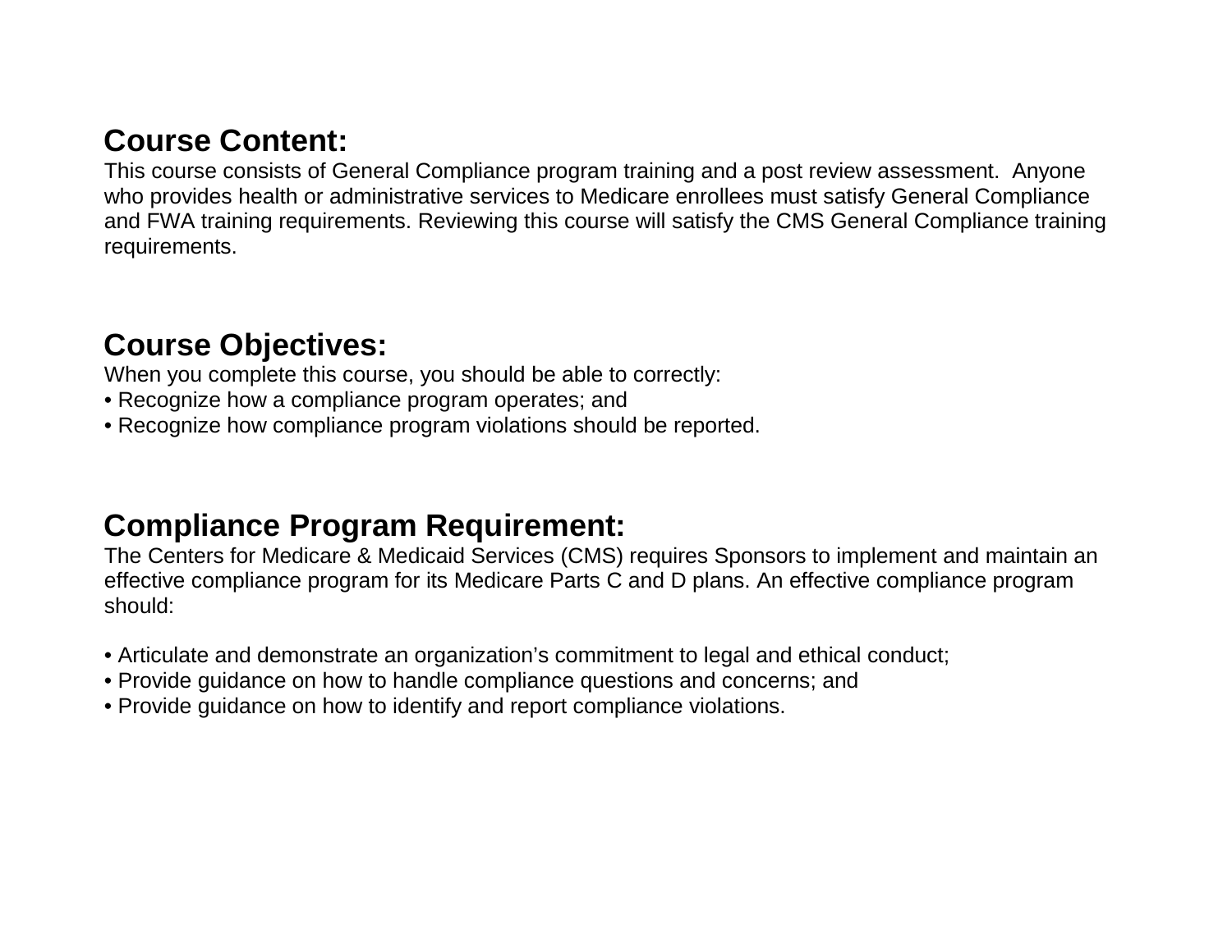## Course Content:

This course consists of General Compliance program training and a post review assessment. Anyone who provides health or administrative services to Medicare enrollees must satisfy General Compliance and FWA training requirements. Reviewing this course will satisfy the CMS General Compliance training requirements.

## Course Objectives:

When you complete this course, you should be able to correctly:

- Recognize how a compliance program operates; and
- Recognize how compliance program violations should be reported.

## Compliance Program Requirement:

The Centers for Medicare & Medicaid Services (CMS) requires Sponsors to implement and maintain an effective compliance program for its Medicare Parts C and D plans. An effective compliance program should:

- Articulate and demonstrate an organization's commitment to legal and ethical conduct;
- Provide guidance on how to handle compliance questions and concerns; and
- Provide guidance on how to identify and report compliance violations.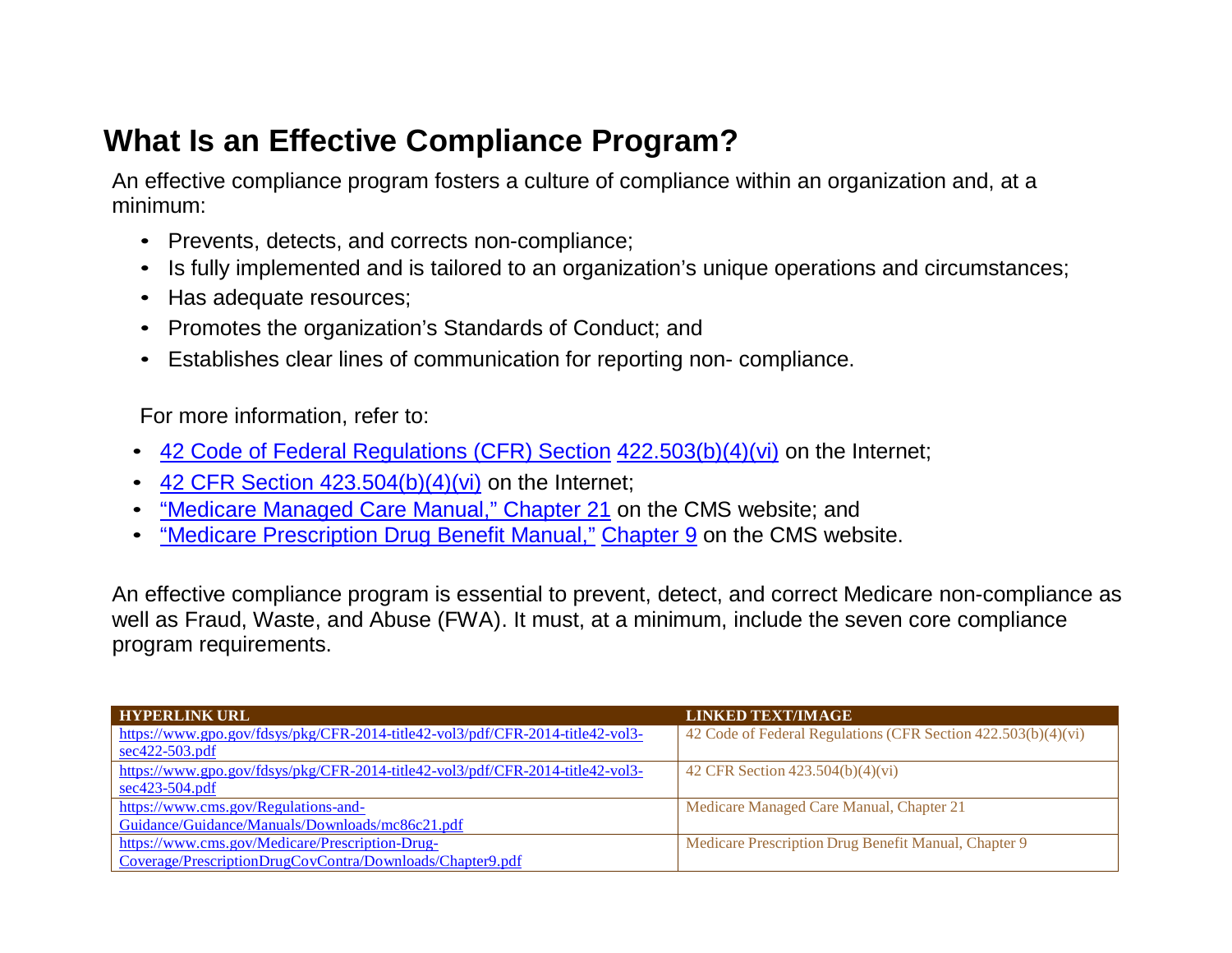# What Is an Effective Compliance Program?

An effective compliance program fosters a culture of compliance within an organization and, at a minimum:

- Prevents, detects, and corrects non-compliance;
- Is fully implemented and is tailored to an organization's unique operations and circumstances;
- Has adequate resources;
- Promotes the organization's Standards of Conduct; and
- Establishes clear lines of communication for reporting non- compliance.

For more information, refer to:

- 42 Code of Federal Regulations (CFR) Section 422.503(b)(4)(vi) on the Internet;
- 42 CFR Section 423.504(b)(4)(vi) on the Internet;
- "Medicare Managed Care Manual," Chapter 21 on the CMS website; and
- "Medicare Prescription Drug Benefit Manual," Chapter 9 on the CMS website.

An effective compliance program is essential to prevent, detect, and correct Medicare non-compliance as well as Fraud, Waste, and Abuse (FWA). It must, at a minimum, include the seven core compliance program requirements.

| HYPERLINK URL | LINKED TEXT/IMAGE |
|---|---|
| https://www.gpo.gov/fdsys/pkg/CFR-2014-title42-vol3/pdf/CFR-2014-title42-vol3-sec422-503.pdf | 42 Code of Federal Regulations (CFR Section 422.503(b)(4)(vi) |
| https://www.gpo.gov/fdsys/pkg/CFR-2014-title42-vol3/pdf/CFR-2014-title42-vol3-sec423-504.pdf | 42 CFR Section 423.504(b)(4)(vi) |
| https://www.cms.gov/Regulations-and-Guidance/Guidance/Manuals/Downloads/mc86c21.pdf | Medicare Managed Care Manual, Chapter 21 |
| https://www.cms.gov/Medicare/Prescription-Drug-Coverage/PrescriptionDrugCovContra/Downloads/Chapter9.pdf | Medicare Prescription Drug Benefit Manual, Chapter 9 |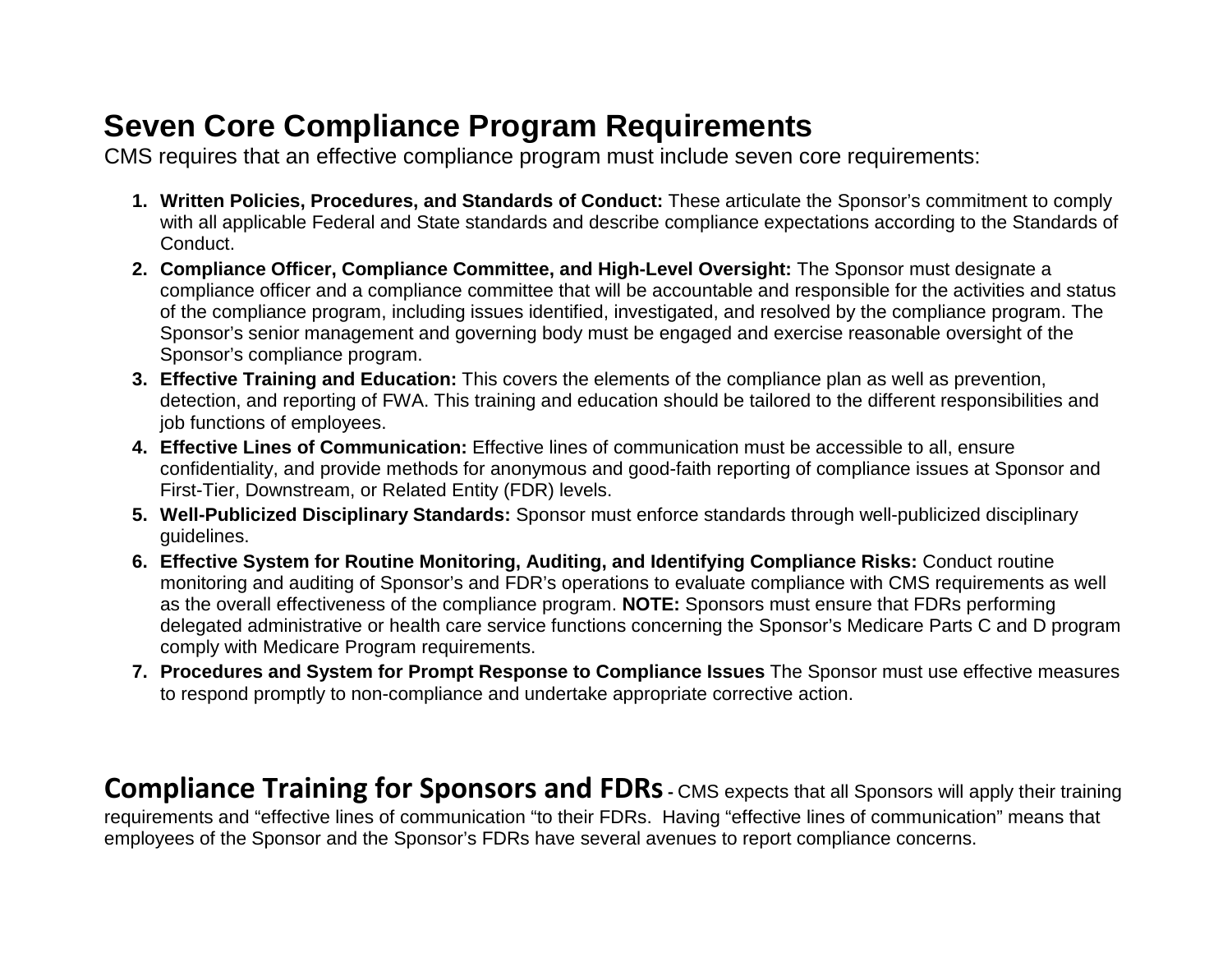## Seven Core Compliance Program Requirements

CMS requires that an effective compliance program must include seven core requirements:

1. **Written Policies, Procedures, and Standards of Conduct:** These articulate the Sponsor's commitment to comply with all applicable Federal and State standards and describe compliance expectations according to the Standards of Conduct.
2. **Compliance Officer, Compliance Committee, and High-Level Oversight:** The Sponsor must designate a compliance officer and a compliance committee that will be accountable and responsible for the activities and status of the compliance program, including issues identified, investigated, and resolved by the compliance program. The Sponsor's senior management and governing body must be engaged and exercise reasonable oversight of the Sponsor's compliance program.
3. **Effective Training and Education:** This covers the elements of the compliance plan as well as prevention, detection, and reporting of FWA. This training and education should be tailored to the different responsibilities and job functions of employees.
4. **Effective Lines of Communication:** Effective lines of communication must be accessible to all, ensure confidentiality, and provide methods for anonymous and good-faith reporting of compliance issues at Sponsor and First-Tier, Downstream, or Related Entity (FDR) levels.
5. **Well-Publicized Disciplinary Standards:** Sponsor must enforce standards through well-publicized disciplinary guidelines.
6. **Effective System for Routine Monitoring, Auditing, and Identifying Compliance Risks:** Conduct routine monitoring and auditing of Sponsor's and FDR's operations to evaluate compliance with CMS requirements as well as the overall effectiveness of the compliance program. **NOTE:** Sponsors must ensure that FDRs performing delegated administrative or health care service functions concerning the Sponsor's Medicare Parts C and D program comply with Medicare Program requirements.
7. **Procedures and System for Prompt Response to Compliance Issues** The Sponsor must use effective measures to respond promptly to non-compliance and undertake appropriate corrective action.

**Compliance Training for Sponsors and FDRs** - CMS expects that all Sponsors will apply their training requirements and "effective lines of communication "to their FDRs. Having "effective lines of communication" means that employees of the Sponsor and the Sponsor's FDRs have several avenues to report compliance concerns.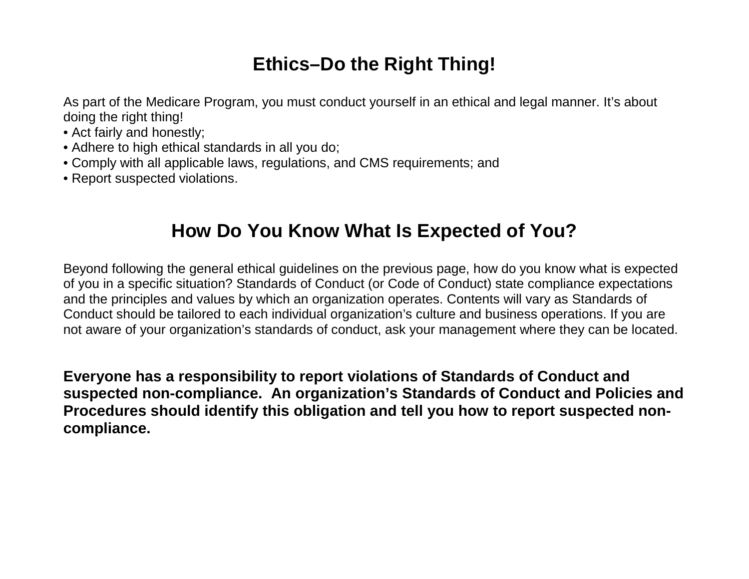## Ethics–Do the Right Thing!

As part of the Medicare Program, you must conduct yourself in an ethical and legal manner. It's about doing the right thing!

- Act fairly and honestly;
- Adhere to high ethical standards in all you do;
- Comply with all applicable laws, regulations, and CMS requirements; and
- Report suspected violations.

## How Do You Know What Is Expected of You?

Beyond following the general ethical guidelines on the previous page, how do you know what is expected of you in a specific situation? Standards of Conduct (or Code of Conduct) state compliance expectations and the principles and values by which an organization operates. Contents will vary as Standards of Conduct should be tailored to each individual organization's culture and business operations. If you are not aware of your organization's standards of conduct, ask your management where they can be located.

**Everyone has a responsibility to report violations of Standards of Conduct and suspected non-compliance. An organization's Standards of Conduct and Policies and Procedures should identify this obligation and tell you how to report suspected non-compliance.**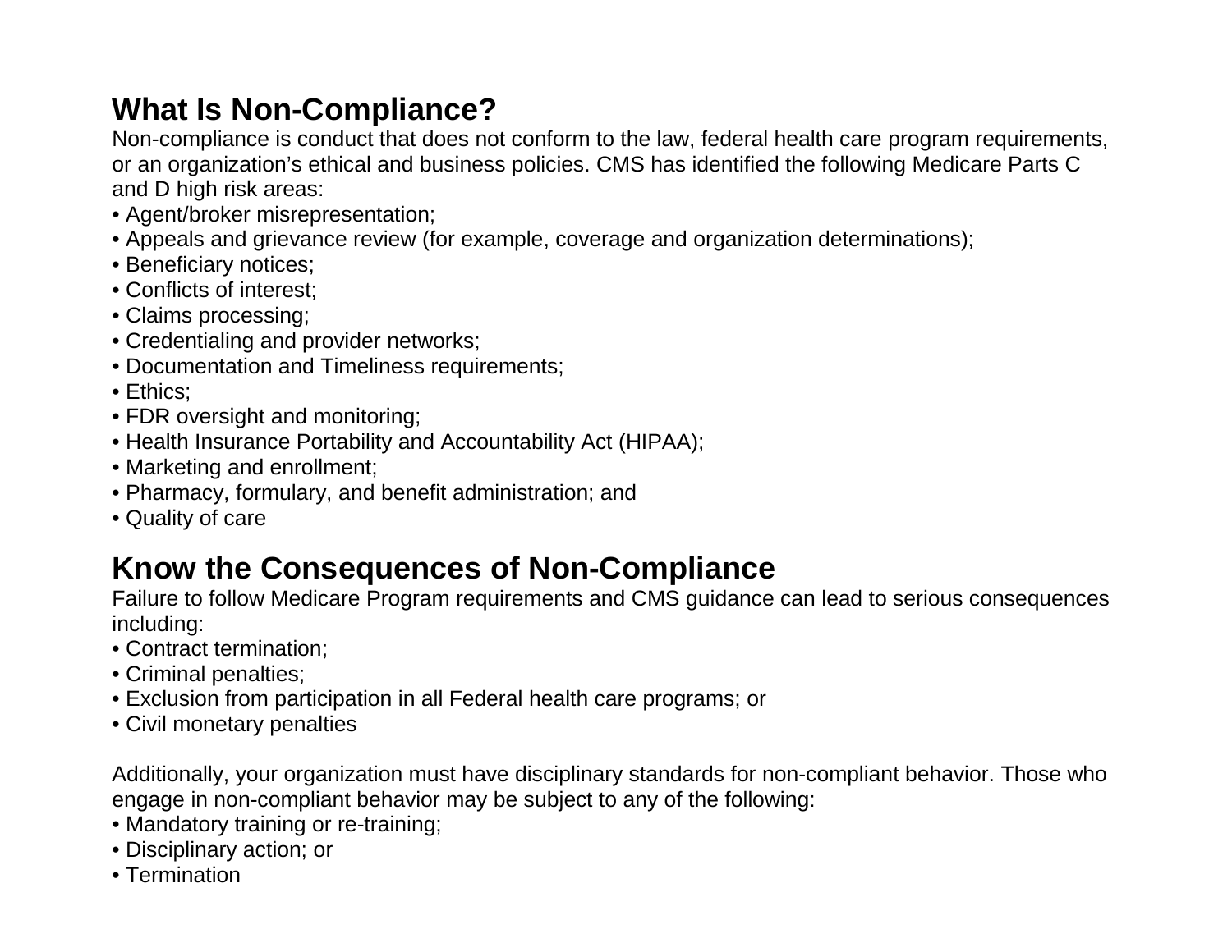## What Is Non-Compliance?

Non-compliance is conduct that does not conform to the law, federal health care program requirements, or an organization's ethical and business policies. CMS has identified the following Medicare Parts C and D high risk areas:

- Agent/broker misrepresentation;
- Appeals and grievance review (for example, coverage and organization determinations);
- Beneficiary notices;
- Conflicts of interest;
- Claims processing;
- Credentialing and provider networks;
- Documentation and Timeliness requirements;
- Ethics;
- FDR oversight and monitoring;
- Health Insurance Portability and Accountability Act (HIPAA);
- Marketing and enrollment;
- Pharmacy, formulary, and benefit administration; and
- Quality of care

## Know the Consequences of Non-Compliance

Failure to follow Medicare Program requirements and CMS guidance can lead to serious consequences including:

- Contract termination;
- Criminal penalties;
- Exclusion from participation in all Federal health care programs; or
- Civil monetary penalties

Additionally, your organization must have disciplinary standards for non-compliant behavior. Those who engage in non-compliant behavior may be subject to any of the following:

- Mandatory training or re-training;
- Disciplinary action; or
- Termination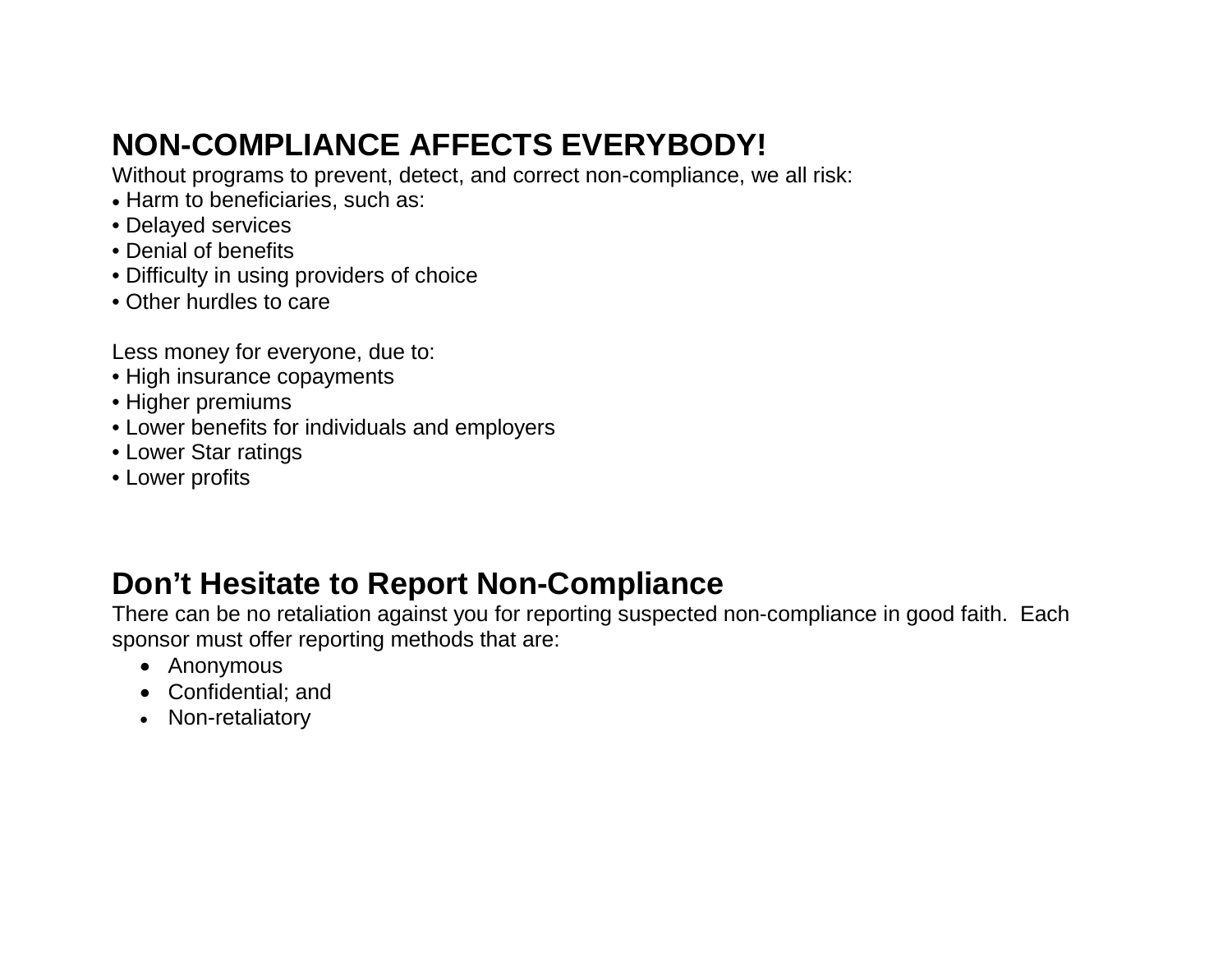## NON-COMPLIANCE AFFECTS EVERYBODY!

Without programs to prevent, detect, and correct non-compliance, we all risk:

- Harm to beneficiaries, such as:
- Delayed services
- Denial of benefits
- Difficulty in using providers of choice
- Other hurdles to care

Less money for everyone, due to:

- High insurance copayments
- Higher premiums
- Lower benefits for individuals and employers
- Lower Star ratings
- Lower profits

## Don't Hesitate to Report Non-Compliance

There can be no retaliation against you for reporting suspected non-compliance in good faith. Each sponsor must offer reporting methods that are:

- Anonymous
- Confidential; and
- Non-retaliatory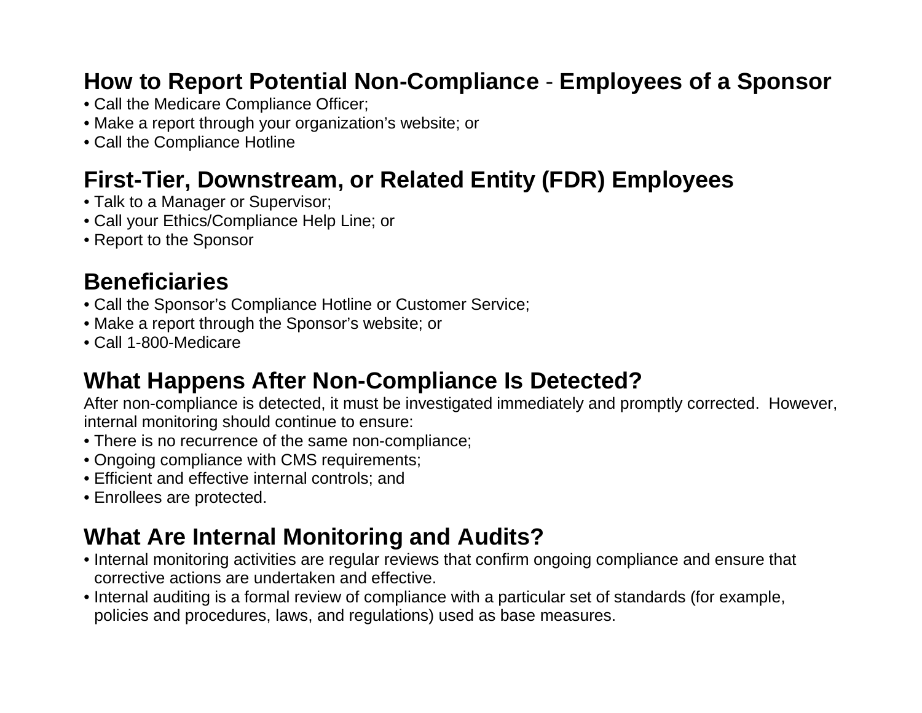## How to Report Potential Non-Compliance - Employees of a Sponsor

- Call the Medicare Compliance Officer;
- Make a report through your organization's website; or
- Call the Compliance Hotline

## First-Tier, Downstream, or Related Entity (FDR) Employees

- Talk to a Manager or Supervisor;
- Call your Ethics/Compliance Help Line; or
- Report to the Sponsor

## Beneficiaries

- Call the Sponsor's Compliance Hotline or Customer Service;
- Make a report through the Sponsor's website; or
- Call 1-800-Medicare

## What Happens After Non-Compliance Is Detected?

After non-compliance is detected, it must be investigated immediately and promptly corrected. However, internal monitoring should continue to ensure:

- There is no recurrence of the same non-compliance;
- Ongoing compliance with CMS requirements;
- Efficient and effective internal controls; and
- Enrollees are protected.

## What Are Internal Monitoring and Audits?

- Internal monitoring activities are regular reviews that confirm ongoing compliance and ensure that corrective actions are undertaken and effective.
- Internal auditing is a formal review of compliance with a particular set of standards (for example, policies and procedures, laws, and regulations) used as base measures.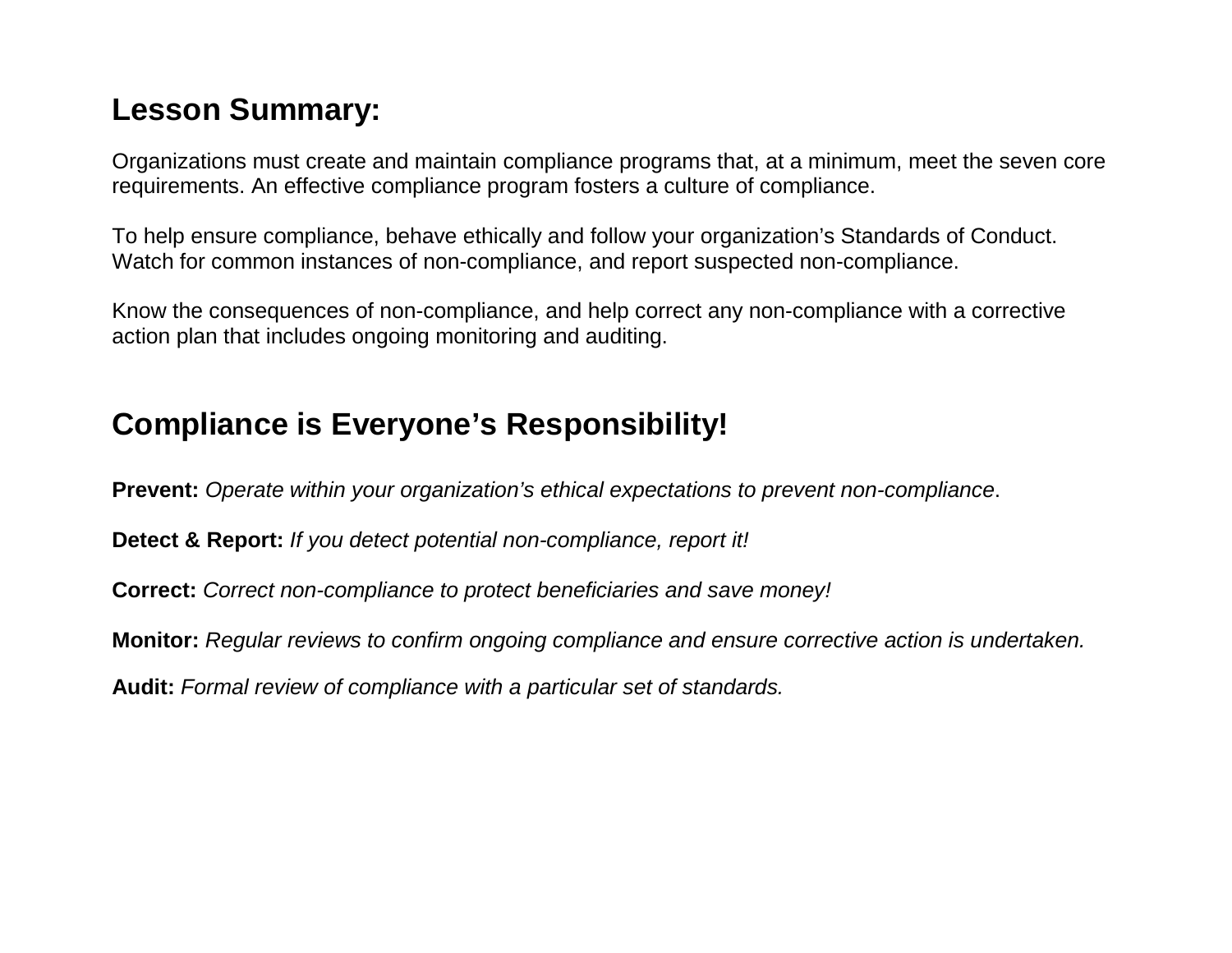## Lesson Summary:

Organizations must create and maintain compliance programs that, at a minimum, meet the seven core requirements. An effective compliance program fosters a culture of compliance.

To help ensure compliance, behave ethically and follow your organization's Standards of Conduct. Watch for common instances of non-compliance, and report suspected non-compliance.

Know the consequences of non-compliance, and help correct any non-compliance with a corrective action plan that includes ongoing monitoring and auditing.

## Compliance is Everyone's Responsibility!

**Prevent:** *Operate within your organization's ethical expectations to prevent non-compliance.*

**Detect & Report:** *If you detect potential non-compliance, report it!*

**Correct:** *Correct non-compliance to protect beneficiaries and save money!*

**Monitor:** *Regular reviews to confirm ongoing compliance and ensure corrective action is undertaken.*

**Audit:** *Formal review of compliance with a particular set of standards.*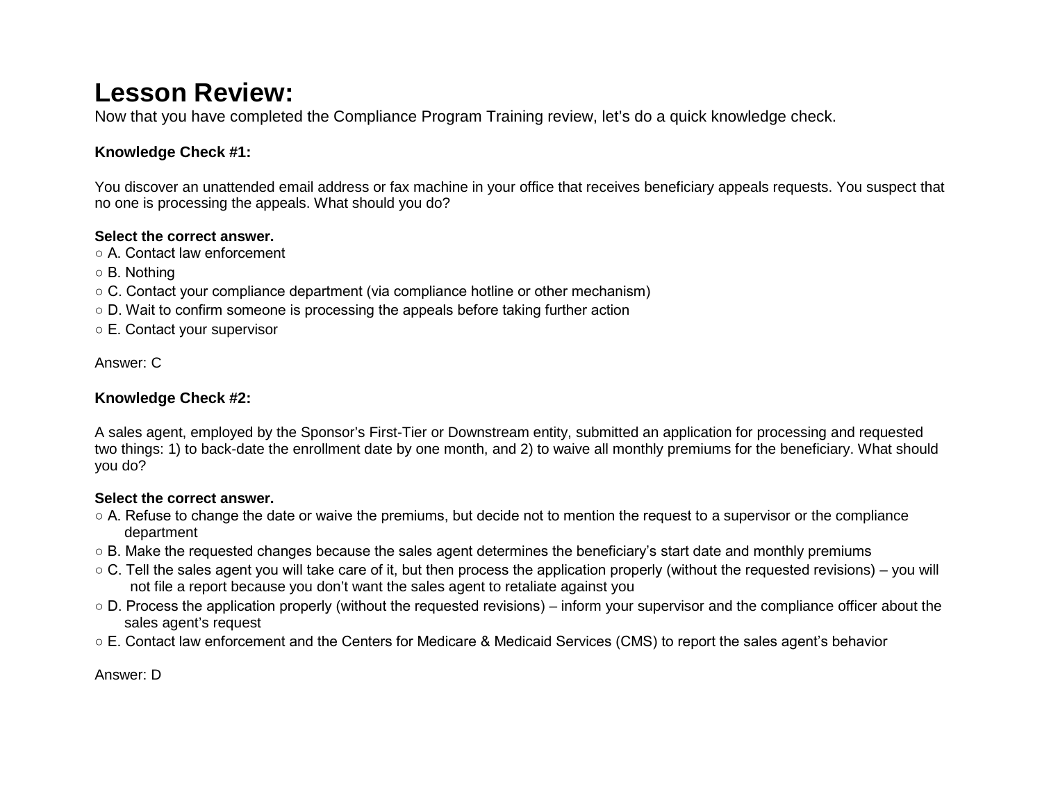# Lesson Review:

Now that you have completed the Compliance Program Training review, let's do a quick knowledge check.

**Knowledge Check #1:**

You discover an unattended email address or fax machine in your office that receives beneficiary appeals requests. You suspect that no one is processing the appeals. What should you do?

**Select the correct answer.**

○ A. Contact law enforcement

○ B. Nothing

○ C. Contact your compliance department (via compliance hotline or other mechanism)

○ D. Wait to confirm someone is processing the appeals before taking further action

○ E. Contact your supervisor

Answer: C

**Knowledge Check #2:**

A sales agent, employed by the Sponsor's First-Tier or Downstream entity, submitted an application for processing and requested two things: 1) to back-date the enrollment date by one month, and 2) to waive all monthly premiums for the beneficiary. What should you do?

**Select the correct answer.**

○ A. Refuse to change the date or waive the premiums, but decide not to mention the request to a supervisor or the compliance department

○ B. Make the requested changes because the sales agent determines the beneficiary's start date and monthly premiums

○ C. Tell the sales agent you will take care of it, but then process the application properly (without the requested revisions) – you will not file a report because you don't want the sales agent to retaliate against you

○ D. Process the application properly (without the requested revisions) – inform your supervisor and the compliance officer about the sales agent's request

○ E. Contact law enforcement and the Centers for Medicare & Medicaid Services (CMS) to report the sales agent's behavior

Answer: D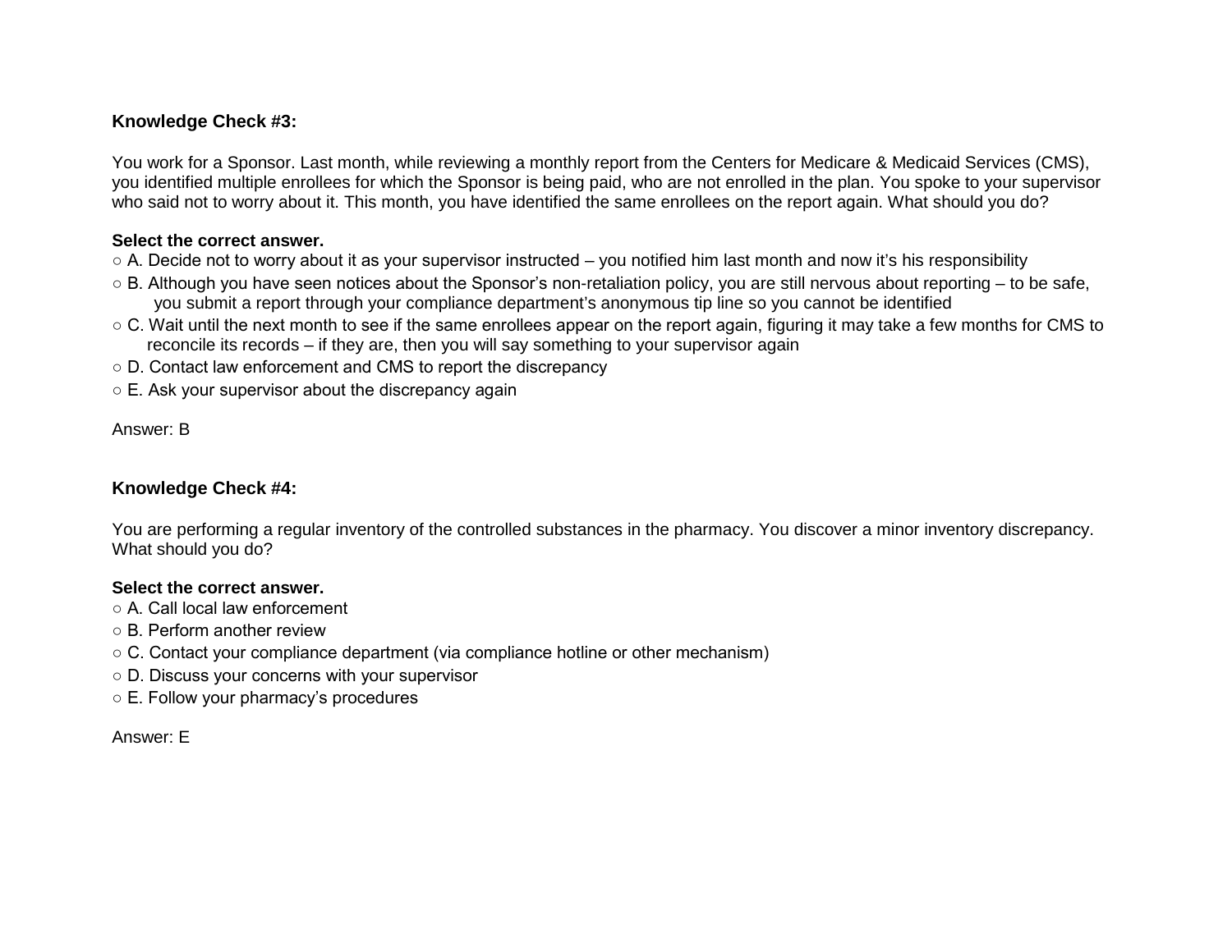**Knowledge Check #3:**

You work for a Sponsor. Last month, while reviewing a monthly report from the Centers for Medicare & Medicaid Services (CMS), you identified multiple enrollees for which the Sponsor is being paid, who are not enrolled in the plan. You spoke to your supervisor who said not to worry about it. This month, you have identified the same enrollees on the report again. What should you do?

**Select the correct answer.**

○ A. Decide not to worry about it as your supervisor instructed – you notified him last month and now it's his responsibility

○ B. Although you have seen notices about the Sponsor's non-retaliation policy, you are still nervous about reporting – to be safe, you submit a report through your compliance department's anonymous tip line so you cannot be identified

○ C. Wait until the next month to see if the same enrollees appear on the report again, figuring it may take a few months for CMS to reconcile its records – if they are, then you will say something to your supervisor again

○ D. Contact law enforcement and CMS to report the discrepancy

○ E. Ask your supervisor about the discrepancy again

Answer: B

**Knowledge Check #4:**

You are performing a regular inventory of the controlled substances in the pharmacy. You discover a minor inventory discrepancy. What should you do?

**Select the correct answer.**

○ A. Call local law enforcement

○ B. Perform another review

○ C. Contact your compliance department (via compliance hotline or other mechanism)

○ D. Discuss your concerns with your supervisor

○ E. Follow your pharmacy's procedures

Answer: E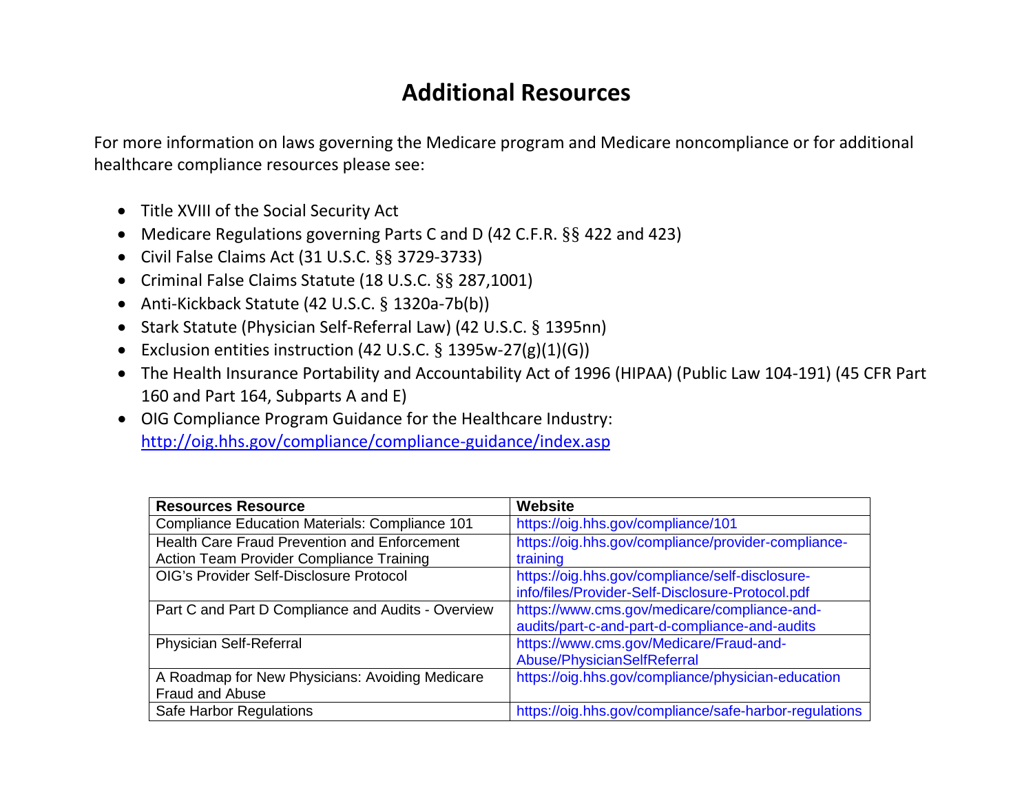# Additional Resources

For more information on laws governing the Medicare program and Medicare noncompliance or for additional healthcare compliance resources please see:

- Title XVIII of the Social Security Act
- Medicare Regulations governing Parts C and D (42 C.F.R. §§ 422 and 423)
- Civil False Claims Act (31 U.S.C. §§ 3729-3733)
- Criminal False Claims Statute (18 U.S.C. §§ 287,1001)
- Anti-Kickback Statute (42 U.S.C. § 1320a-7b(b))
- Stark Statute (Physician Self-Referral Law) (42 U.S.C. § 1395nn)
- Exclusion entities instruction (42 U.S.C. § 1395w-27(g)(1)(G))
- The Health Insurance Portability and Accountability Act of 1996 (HIPAA) (Public Law 104-191) (45 CFR Part 160 and Part 164, Subparts A and E)
- OIG Compliance Program Guidance for the Healthcare Industry: http://oig.hhs.gov/compliance/compliance-guidance/index.asp

| Resources Resource | Website |
|---|---|
| Compliance Education Materials: Compliance 101 | https://oig.hhs.gov/compliance/101 |
| Health Care Fraud Prevention and Enforcement Action Team Provider Compliance Training | https://oig.hhs.gov/compliance/provider-compliance-training |
| OIG's Provider Self-Disclosure Protocol | https://oig.hhs.gov/compliance/self-disclosure-info/files/Provider-Self-Disclosure-Protocol.pdf |
| Part C and Part D Compliance and Audits - Overview | https://www.cms.gov/medicare/compliance-and-audits/part-c-and-part-d-compliance-and-audits |
| Physician Self-Referral | https://www.cms.gov/Medicare/Fraud-and-Abuse/PhysicianSelfReferral |
| A Roadmap for New Physicians: Avoiding Medicare Fraud and Abuse | https://oig.hhs.gov/compliance/physician-education |
| Safe Harbor Regulations | https://oig.hhs.gov/compliance/safe-harbor-regulations |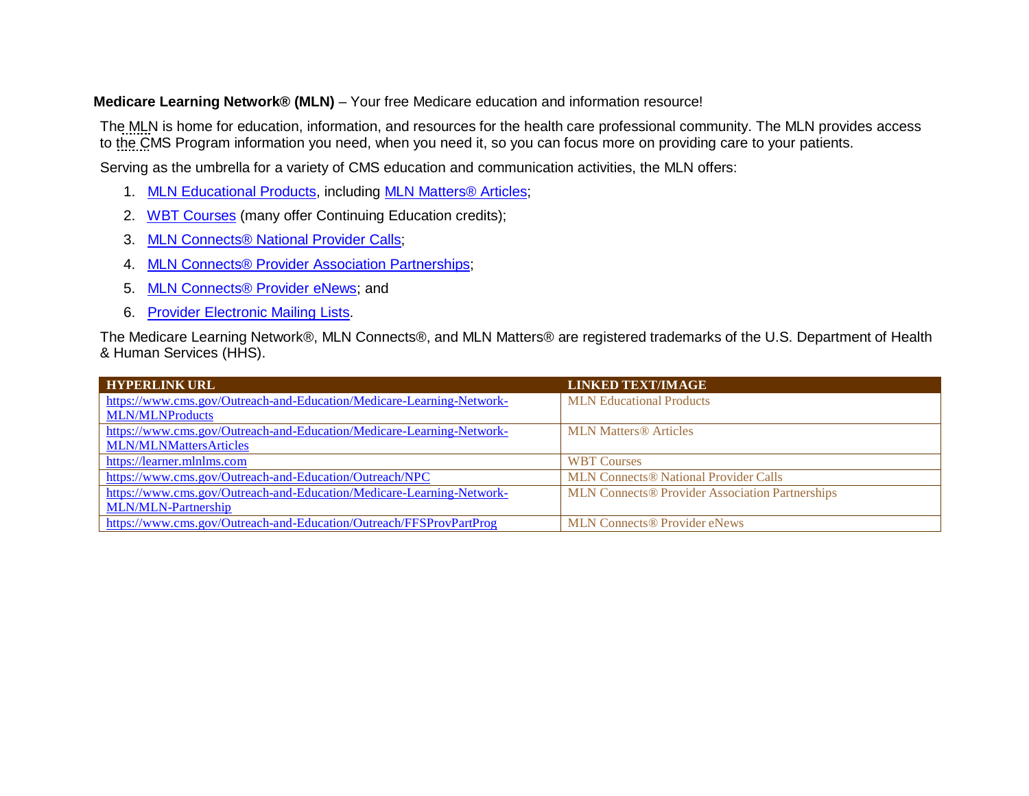**Medicare Learning Network® (MLN)** – Your free Medicare education and information resource!

The MLN is home for education, information, and resources for the health care professional community. The MLN provides access to the CMS Program information you need, when you need it, so you can focus more on providing care to your patients.

Serving as the umbrella for a variety of CMS education and communication activities, the MLN offers:

1. MLN Educational Products, including MLN Matters® Articles;
2. WBT Courses (many offer Continuing Education credits);
3. MLN Connects® National Provider Calls;
4. MLN Connects® Provider Association Partnerships;
5. MLN Connects® Provider eNews; and
6. Provider Electronic Mailing Lists.

The Medicare Learning Network®, MLN Connects®, and MLN Matters® are registered trademarks of the U.S. Department of Health & Human Services (HHS).

| HYPERLINK URL | LINKED TEXT/IMAGE |
|---|---|
| https://www.cms.gov/Outreach-and-Education/Medicare-Learning-Network-MLN/MLNProducts | MLN Educational Products |
| https://www.cms.gov/Outreach-and-Education/Medicare-Learning-Network-MLN/MLNMattersArticles | MLN Matters® Articles |
| https://learner.mlnlms.com | WBT Courses |
| https://www.cms.gov/Outreach-and-Education/Outreach/NPC | MLN Connects® National Provider Calls |
| https://www.cms.gov/Outreach-and-Education/Medicare-Learning-Network-MLN/MLN-Partnership | MLN Connects® Provider Association Partnerships |
| https://www.cms.gov/Outreach-and-Education/Outreach/FFSProvPartProg | MLN Connects® Provider eNews |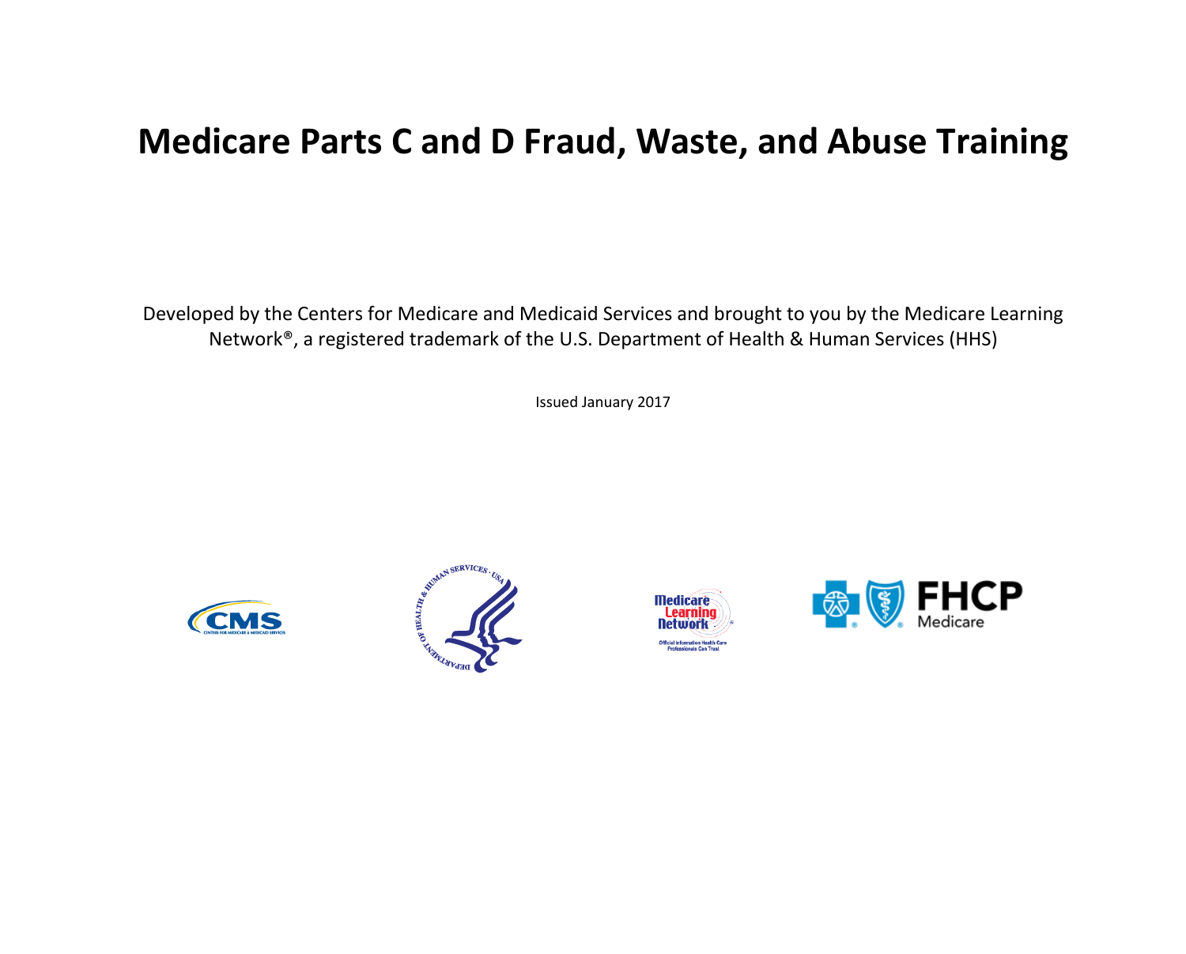# Medicare Parts C and D Fraud, Waste, and Abuse Training

Developed by the Centers for Medicare and Medicaid Services and brought to you by the Medicare Learning Network®, a registered trademark of the U.S. Department of Health & Human Services (HHS)

Issued January 2017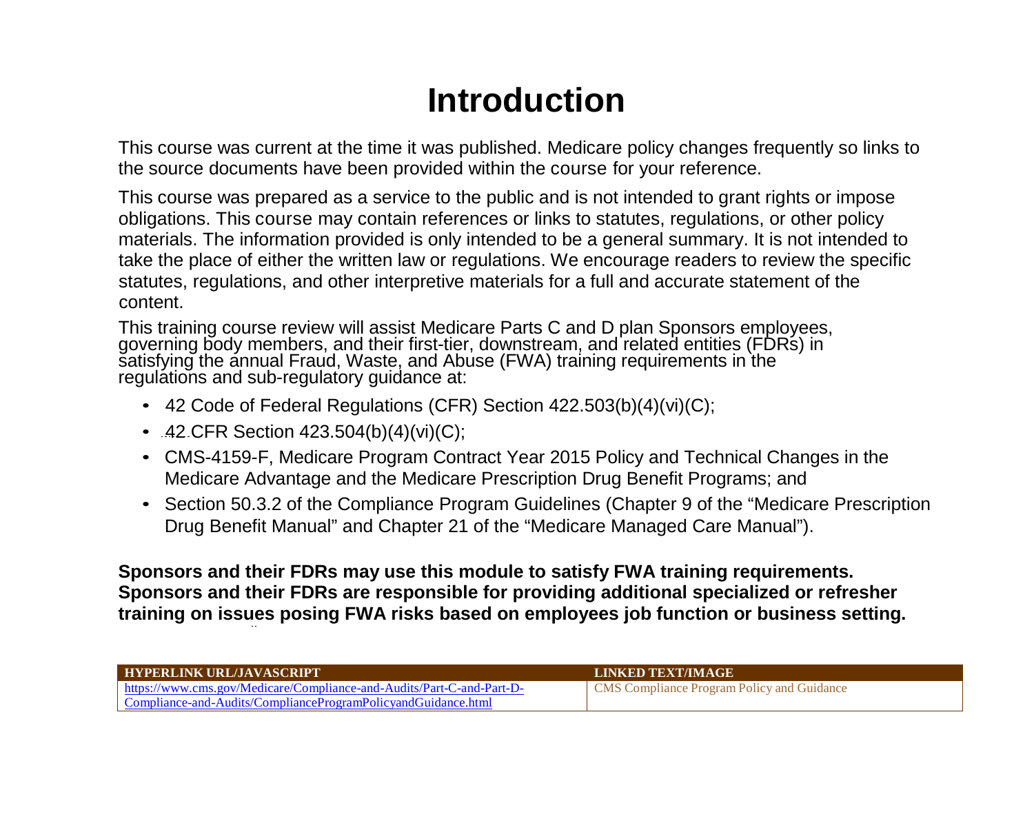# Introduction

This course was current at the time it was published. Medicare policy changes frequently so links to the source documents have been provided within the course for your reference.

This course was prepared as a service to the public and is not intended to grant rights or impose obligations. This course may contain references or links to statutes, regulations, or other policy materials. The information provided is only intended to be a general summary. It is not intended to take the place of either the written law or regulations. We encourage readers to review the specific statutes, regulations, and other interpretive materials for a full and accurate statement of the content.

This training course review will assist Medicare Parts C and D plan Sponsors employees, governing body members, and their first-tier, downstream, and related entities (FDRs) in satisfying the annual Fraud, Waste, and Abuse (FWA) training requirements in the regulations and sub-regulatory guidance at:

- 42 Code of Federal Regulations (CFR) Section 422.503(b)(4)(vi)(C);
- 42 CFR Section 423.504(b)(4)(vi)(C);
- CMS-4159-F, Medicare Program Contract Year 2015 Policy and Technical Changes in the Medicare Advantage and the Medicare Prescription Drug Benefit Programs; and
- Section 50.3.2 of the Compliance Program Guidelines (Chapter 9 of the "Medicare Prescription Drug Benefit Manual" and Chapter 21 of the "Medicare Managed Care Manual").

**Sponsors and their FDRs may use this module to satisfy FWA training requirements. Sponsors and their FDRs are responsible for providing additional specialized or refresher training on issues posing FWA risks based on employees job function or business setting.**

| HYPERLINK URL/JAVASCRIPT | LINKED TEXT/IMAGE |
| --- | --- |
| https://www.cms.gov/Medicare/Compliance-and-Audits/Part-C-and-Part-D-Compliance-and-Audits/ComplianceProgramPolicyandGuidance.html | CMS Compliance Program Policy and Guidance |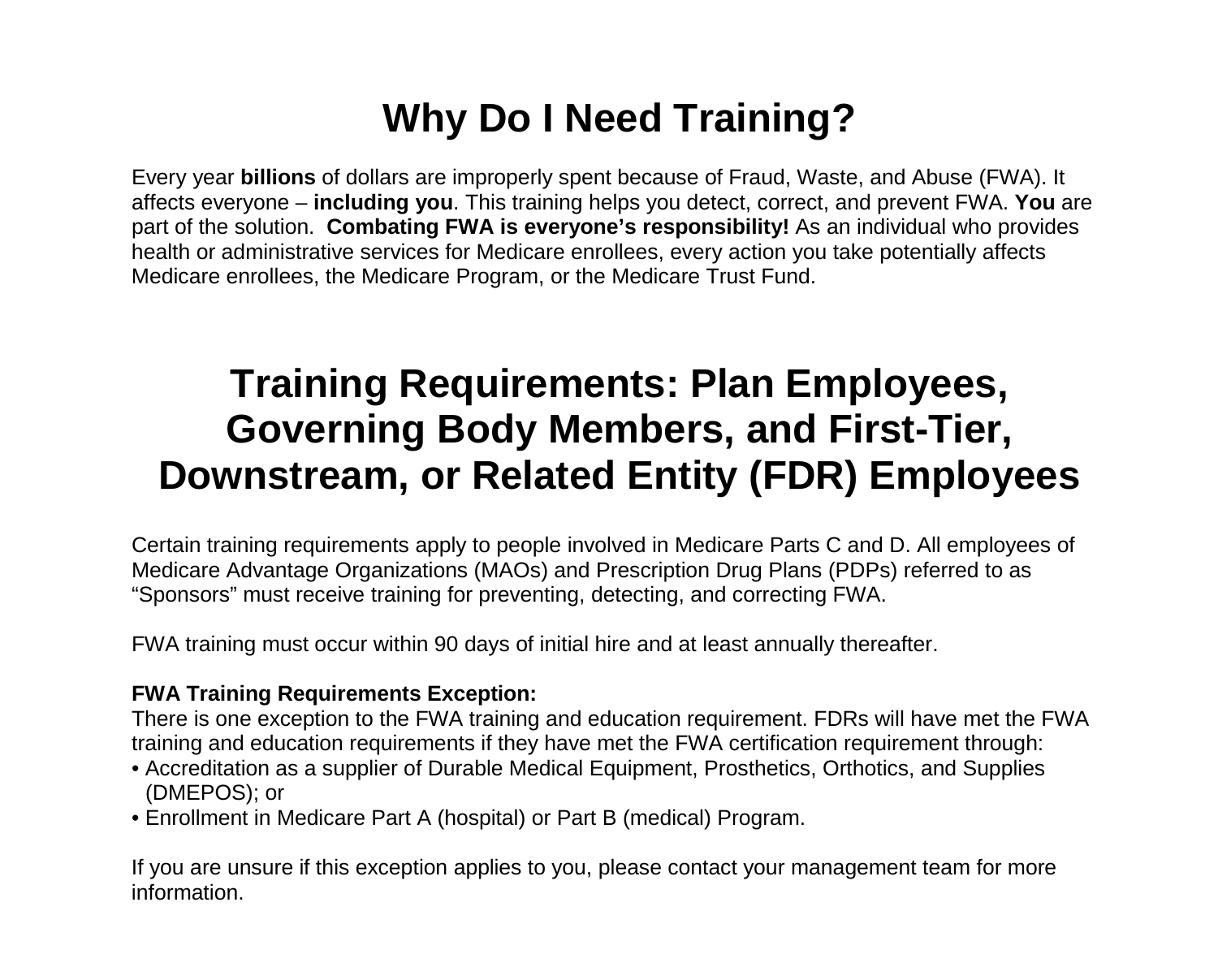# Why Do I Need Training?

Every year **billions** of dollars are improperly spent because of Fraud, Waste, and Abuse (FWA). It affects everyone – **including you**. This training helps you detect, correct, and prevent FWA. **You** are part of the solution. **Combating FWA is everyone's responsibility!** As an individual who provides health or administrative services for Medicare enrollees, every action you take potentially affects Medicare enrollees, the Medicare Program, or the Medicare Trust Fund.

# Training Requirements: Plan Employees, Governing Body Members, and First-Tier, Downstream, or Related Entity (FDR) Employees

Certain training requirements apply to people involved in Medicare Parts C and D. All employees of Medicare Advantage Organizations (MAOs) and Prescription Drug Plans (PDPs) referred to as "Sponsors" must receive training for preventing, detecting, and correcting FWA.

FWA training must occur within 90 days of initial hire and at least annually thereafter.

**FWA Training Requirements Exception:**
There is one exception to the FWA training and education requirement. FDRs will have met the FWA training and education requirements if they have met the FWA certification requirement through:

- Accreditation as a supplier of Durable Medical Equipment, Prosthetics, Orthotics, and Supplies (DMEPOS); or
- Enrollment in Medicare Part A (hospital) or Part B (medical) Program.

If you are unsure if this exception applies to you, please contact your management team for more information.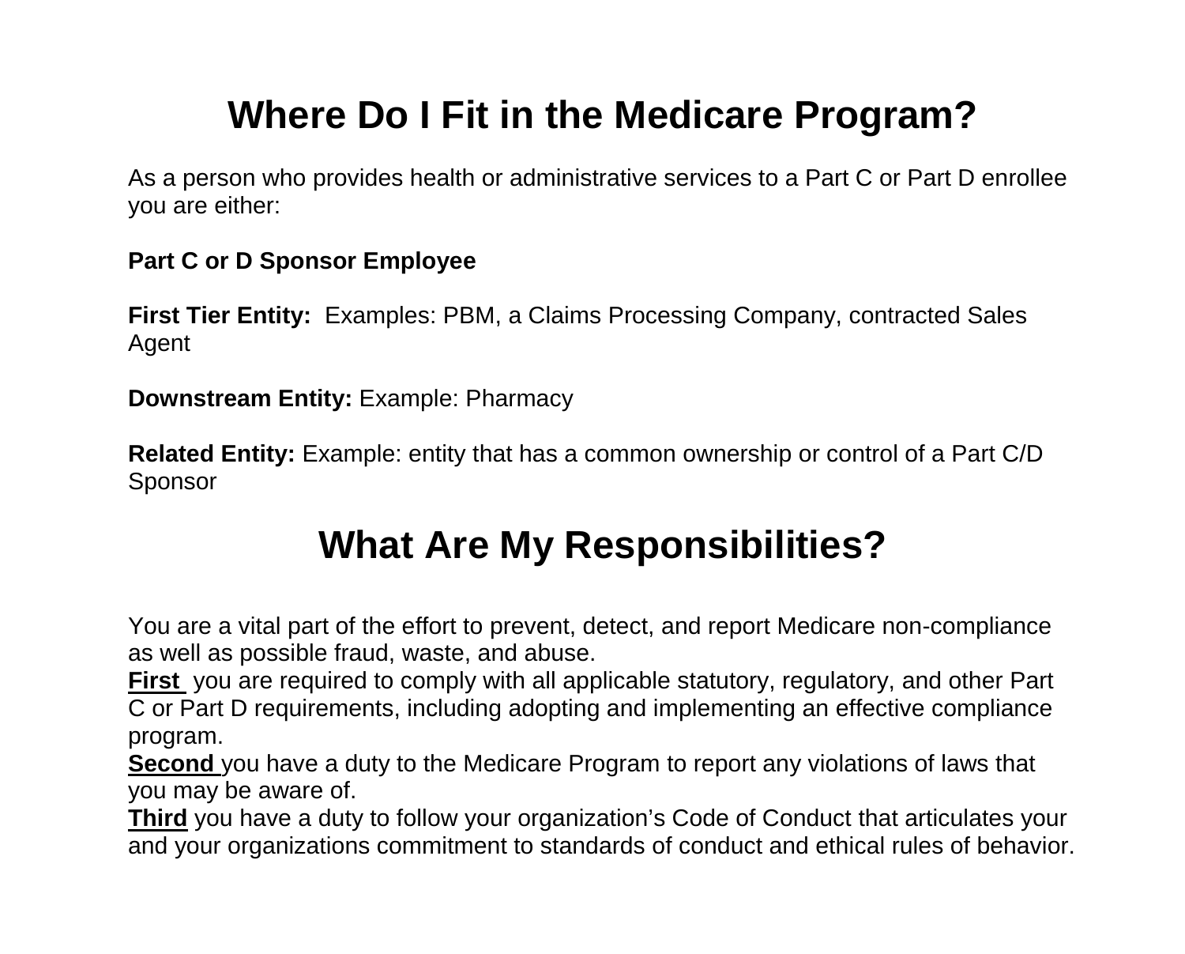# Where Do I Fit in the Medicare Program?

As a person who provides health or administrative services to a Part C or Part D enrollee you are either:

**Part C or D Sponsor Employee**

**First Tier Entity:** Examples: PBM, a Claims Processing Company, contracted Sales Agent

**Downstream Entity:** Example: Pharmacy

**Related Entity:** Example: entity that has a common ownership or control of a Part C/D Sponsor

# What Are My Responsibilities?

You are a vital part of the effort to prevent, detect, and report Medicare non-compliance as well as possible fraud, waste, and abuse.

**First** you are required to comply with all applicable statutory, regulatory, and other Part C or Part D requirements, including adopting and implementing an effective compliance program.

**Second** you have a duty to the Medicare Program to report any violations of laws that you may be aware of.

**Third** you have a duty to follow your organization's Code of Conduct that articulates your and your organizations commitment to standards of conduct and ethical rules of behavior.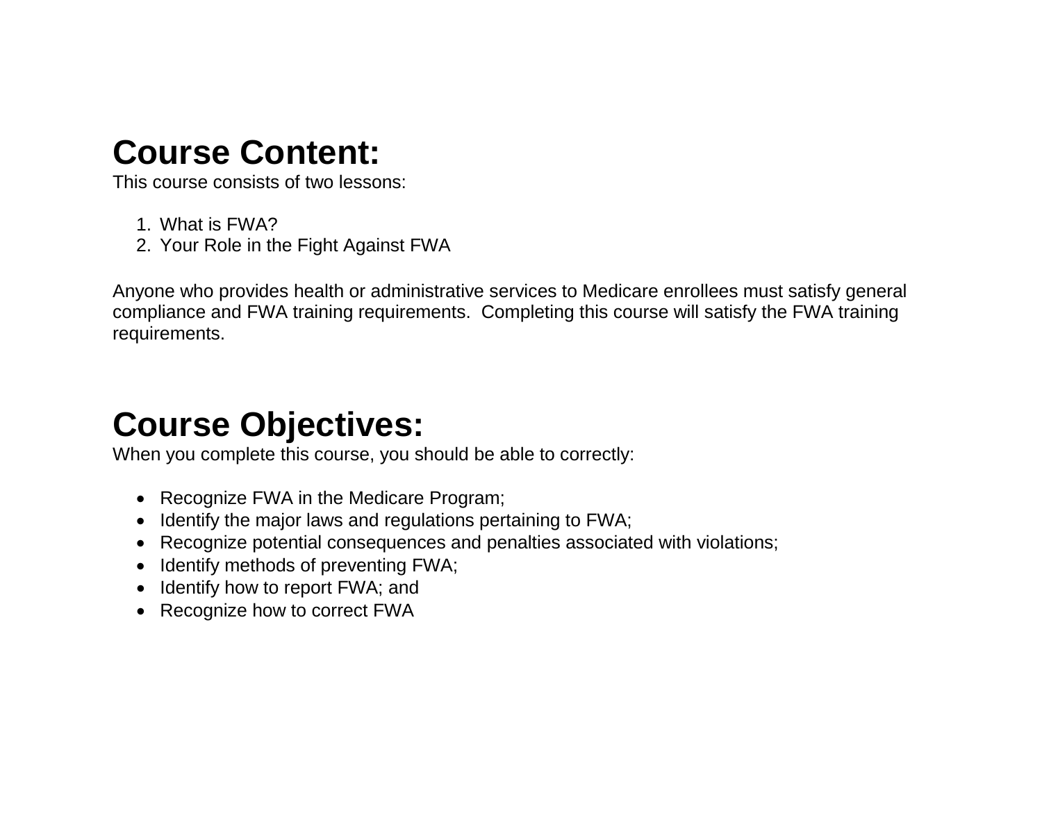# Course Content:

This course consists of two lessons:

1. What is FWA?
2. Your Role in the Fight Against FWA

Anyone who provides health or administrative services to Medicare enrollees must satisfy general compliance and FWA training requirements.  Completing this course will satisfy the FWA training requirements.

# Course Objectives:

When you complete this course, you should be able to correctly:

- Recognize FWA in the Medicare Program;
- Identify the major laws and regulations pertaining to FWA;
- Recognize potential consequences and penalties associated with violations;
- Identify methods of preventing FWA;
- Identify how to report FWA; and
- Recognize how to correct FWA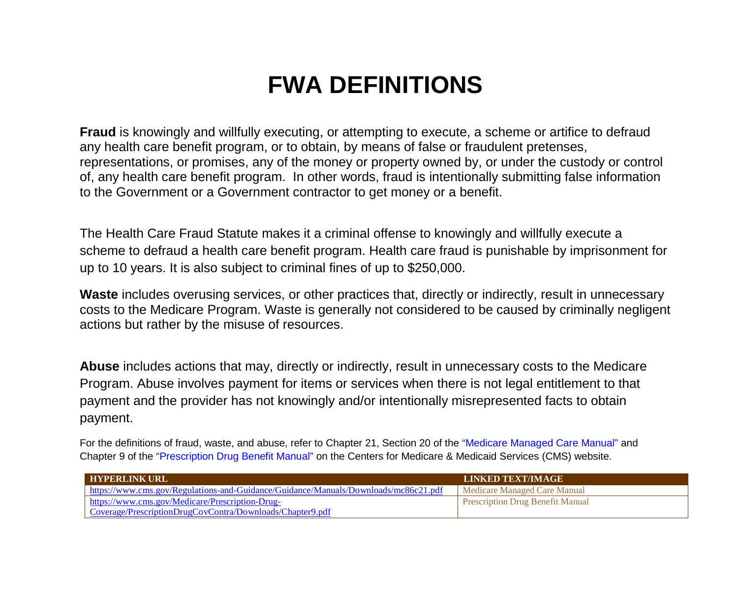# FWA DEFINITIONS

**Fraud** is knowingly and willfully executing, or attempting to execute, a scheme or artifice to defraud any health care benefit program, or to obtain, by means of false or fraudulent pretenses, representations, or promises, any of the money or property owned by, or under the custody or control of, any health care benefit program. In other words, fraud is intentionally submitting false information to the Government or a Government contractor to get money or a benefit.

The Health Care Fraud Statute makes it a criminal offense to knowingly and willfully execute a scheme to defraud a health care benefit program. Health care fraud is punishable by imprisonment for up to 10 years. It is also subject to criminal fines of up to $250,000.

**Waste** includes overusing services, or other practices that, directly or indirectly, result in unnecessary costs to the Medicare Program. Waste is generally not considered to be caused by criminally negligent actions but rather by the misuse of resources.

**Abuse** includes actions that may, directly or indirectly, result in unnecessary costs to the Medicare Program. Abuse involves payment for items or services when there is not legal entitlement to that payment and the provider has not knowingly and/or intentionally misrepresented facts to obtain payment.

For the definitions of fraud, waste, and abuse, refer to Chapter 21, Section 20 of the "Medicare Managed Care Manual" and Chapter 9 of the "Prescription Drug Benefit Manual" on the Centers for Medicare & Medicaid Services (CMS) website.

| HYPERLINK URL | LINKED TEXT/IMAGE |
| --- | --- |
| https://www.cms.gov/Regulations-and-Guidance/Guidance/Manuals/Downloads/mc86c21.pdf | Medicare Managed Care Manual |
| https://www.cms.gov/Medicare/Prescription-Drug-Coverage/PrescriptionDrugCovContra/Downloads/Chapter9.pdf | Prescription Drug Benefit Manual |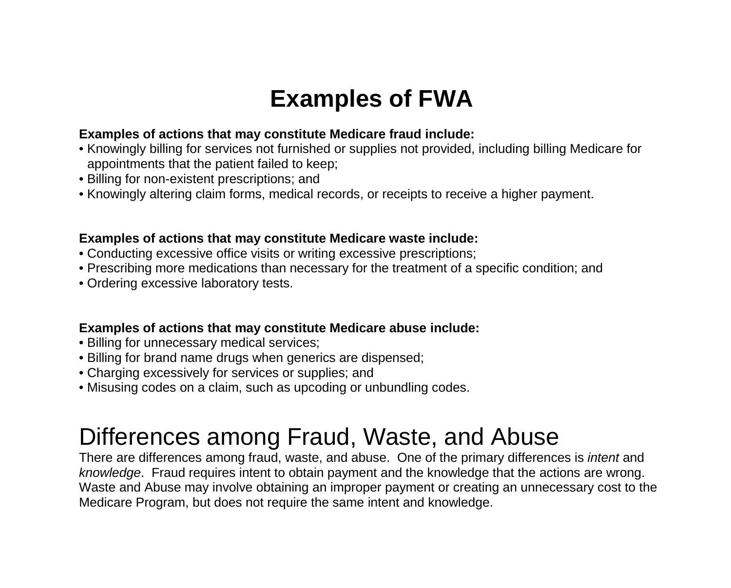# Examples of FWA

**Examples of actions that may constitute Medicare fraud include:**

- Knowingly billing for services not furnished or supplies not provided, including billing Medicare for appointments that the patient failed to keep;
- Billing for non-existent prescriptions; and
- Knowingly altering claim forms, medical records, or receipts to receive a higher payment.

**Examples of actions that may constitute Medicare waste include:**

- Conducting excessive office visits or writing excessive prescriptions;
- Prescribing more medications than necessary for the treatment of a specific condition; and
- Ordering excessive laboratory tests.

**Examples of actions that may constitute Medicare abuse include:**

- Billing for unnecessary medical services;
- Billing for brand name drugs when generics are dispensed;
- Charging excessively for services or supplies; and
- Misusing codes on a claim, such as upcoding or unbundling codes.

## Differences among Fraud, Waste, and Abuse

There are differences among fraud, waste, and abuse. One of the primary differences is *intent* and *knowledge*. Fraud requires intent to obtain payment and the knowledge that the actions are wrong. Waste and Abuse may involve obtaining an improper payment or creating an unnecessary cost to the Medicare Program, but does not require the same intent and knowledge.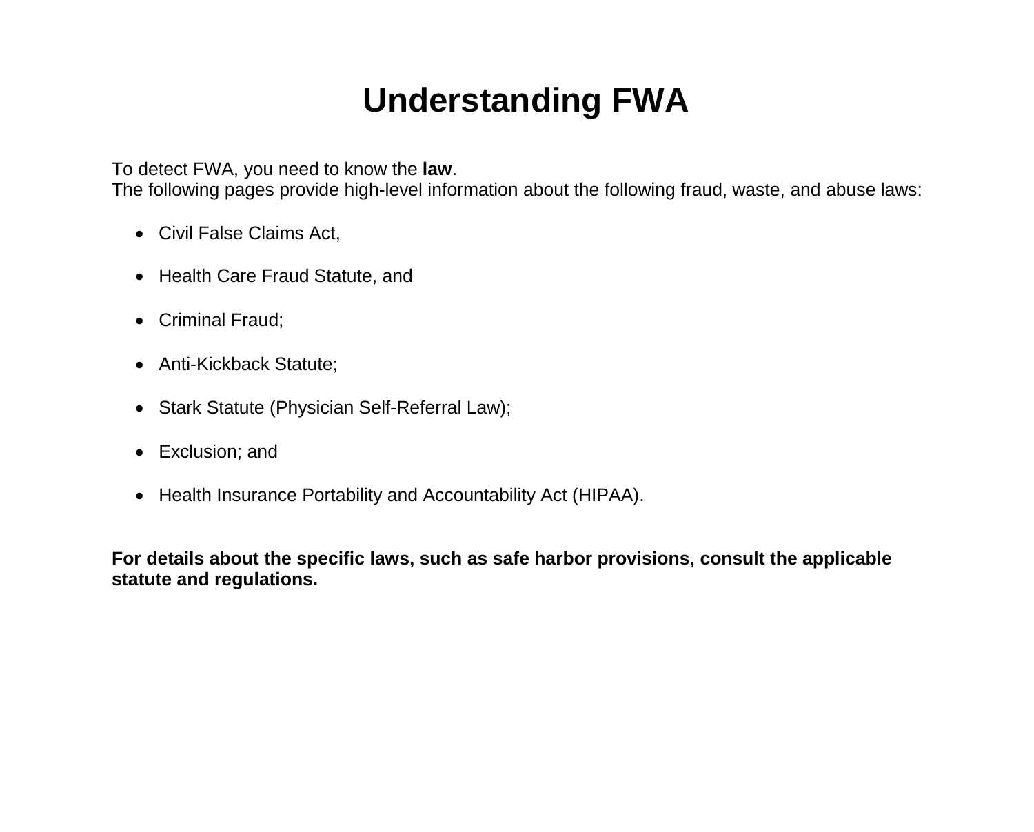# Understanding FWA

To detect FWA, you need to know the **law**.
The following pages provide high-level information about the following fraud, waste, and abuse laws:

- Civil False Claims Act,
- Health Care Fraud Statute, and
- Criminal Fraud;
- Anti-Kickback Statute;
- Stark Statute (Physician Self-Referral Law);
- Exclusion; and
- Health Insurance Portability and Accountability Act (HIPAA).

**For details about the specific laws, such as safe harbor provisions, consult the applicable statute and regulations.**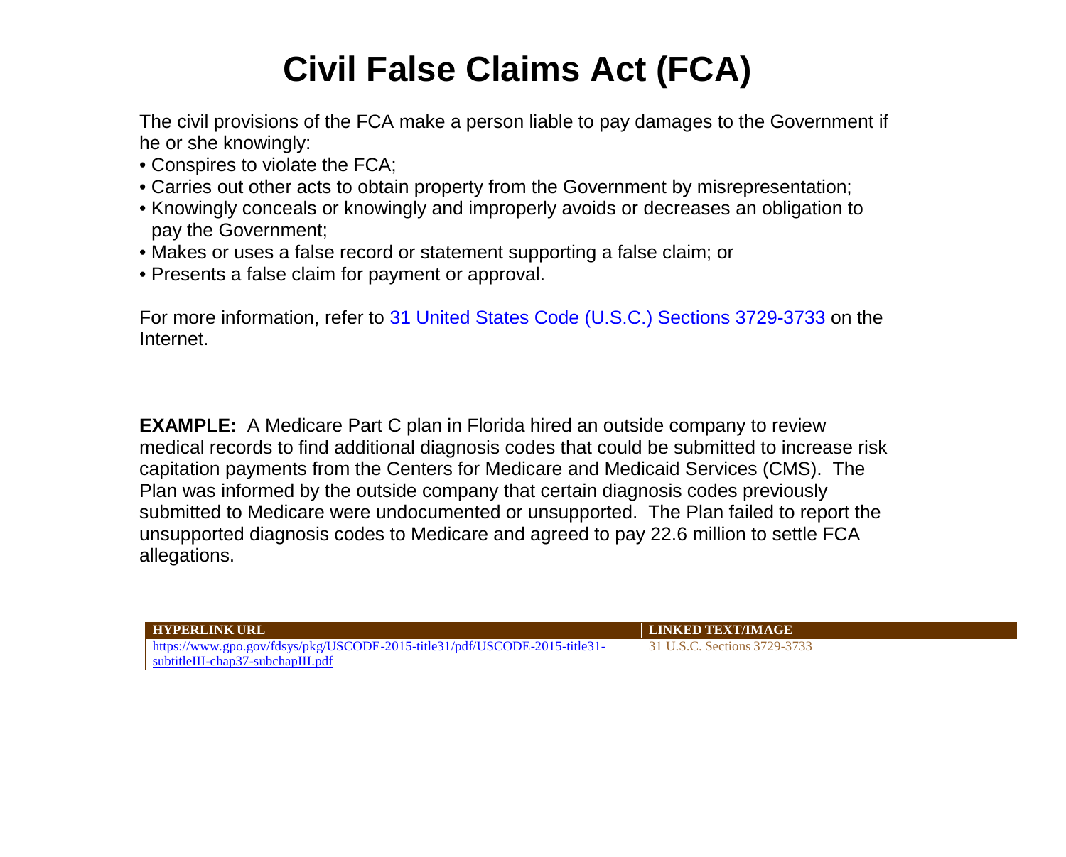# Civil False Claims Act (FCA)

The civil provisions of the FCA make a person liable to pay damages to the Government if he or she knowingly:

- Conspires to violate the FCA;
- Carries out other acts to obtain property from the Government by misrepresentation;
- Knowingly conceals or knowingly and improperly avoids or decreases an obligation to pay the Government;
- Makes or uses a false record or statement supporting a false claim; or
- Presents a false claim for payment or approval.

For more information, refer to 31 United States Code (U.S.C.) Sections 3729-3733 on the Internet.

**EXAMPLE:** A Medicare Part C plan in Florida hired an outside company to review medical records to find additional diagnosis codes that could be submitted to increase risk capitation payments from the Centers for Medicare and Medicaid Services (CMS). The Plan was informed by the outside company that certain diagnosis codes previously submitted to Medicare were undocumented or unsupported. The Plan failed to report the unsupported diagnosis codes to Medicare and agreed to pay 22.6 million to settle FCA allegations.

| HYPERLINK URL | LINKED TEXT/IMAGE |
| --- | --- |
| https://www.gpo.gov/fdsys/pkg/USCODE-2015-title31/pdf/USCODE-2015-title31-subtitleIII-chap37-subchapIII.pdf | 31 U.S.C. Sections 3729-3733 |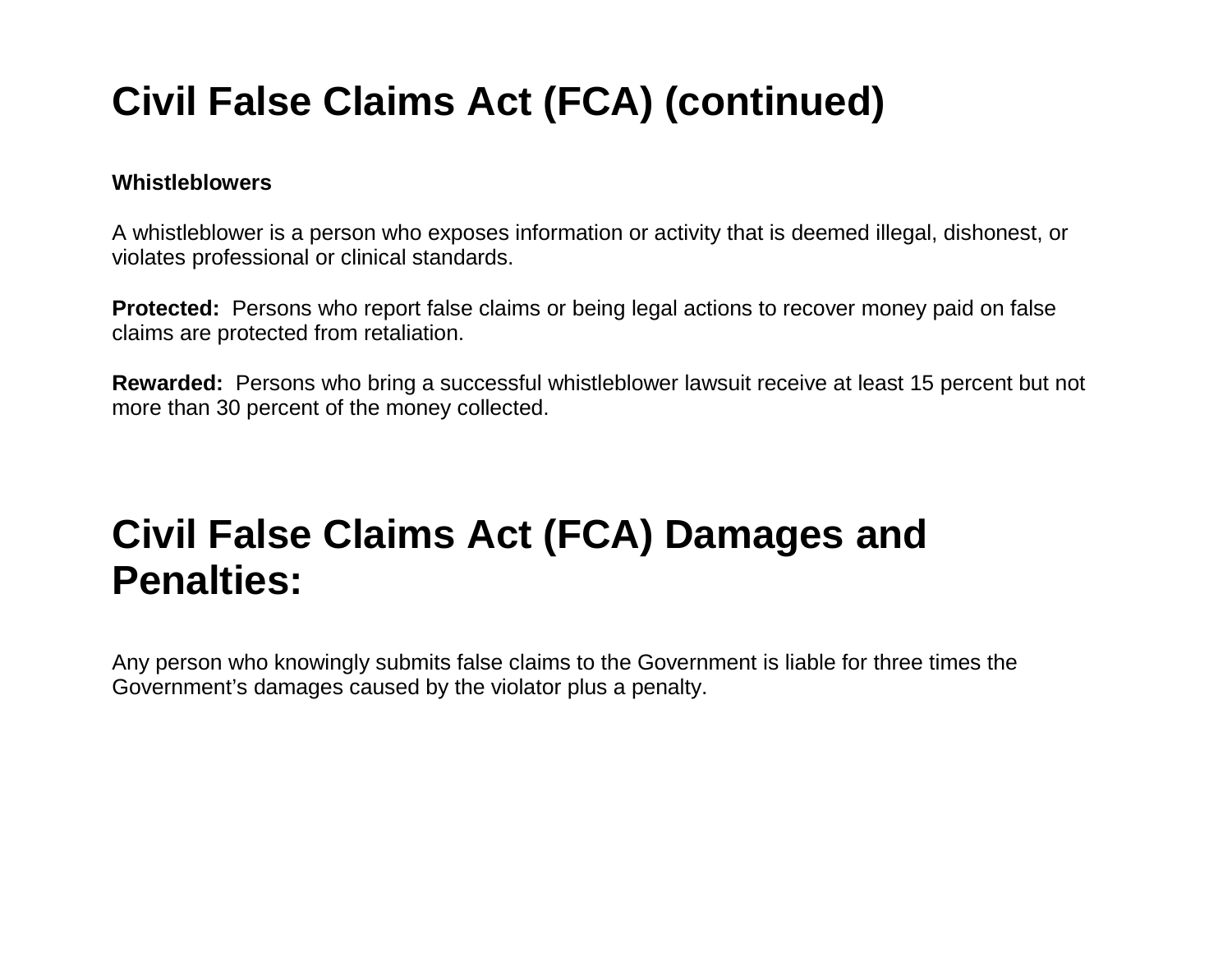# Civil False Claims Act (FCA) (continued)

**Whistleblowers**

A whistleblower is a person who exposes information or activity that is deemed illegal, dishonest, or violates professional or clinical standards.

**Protected:** Persons who report false claims or being legal actions to recover money paid on false claims are protected from retaliation.

**Rewarded:** Persons who bring a successful whistleblower lawsuit receive at least 15 percent but not more than 30 percent of the money collected.

# Civil False Claims Act (FCA) Damages and Penalties:

Any person who knowingly submits false claims to the Government is liable for three times the Government's damages caused by the violator plus a penalty.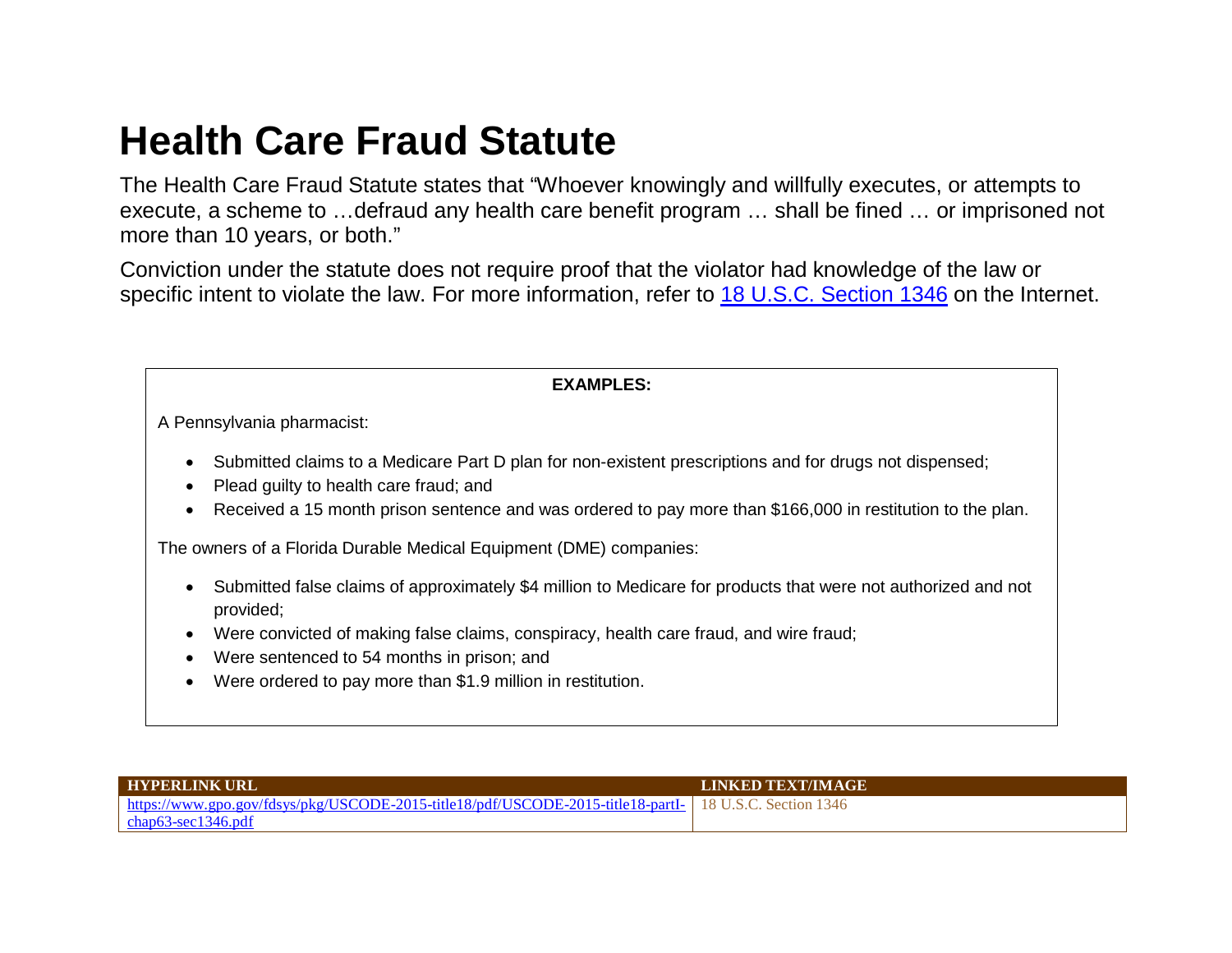# Health Care Fraud Statute

The Health Care Fraud Statute states that "Whoever knowingly and willfully executes, or attempts to execute, a scheme to …defraud any health care benefit program … shall be fined … or imprisoned not more than 10 years, or both."

Conviction under the statute does not require proof that the violator had knowledge of the law or specific intent to violate the law. For more information, refer to [18 U.S.C. Section 1346](https://www.gpo.gov/fdsys/pkg/USCODE-2015-title18/pdf/USCODE-2015-title18-partI-chap63-sec1346.pdf) on the Internet.

**EXAMPLES:**

A Pennsylvania pharmacist:

- Submitted claims to a Medicare Part D plan for non-existent prescriptions and for drugs not dispensed;
- Plead guilty to health care fraud; and
- Received a 15 month prison sentence and was ordered to pay more than $166,000 in restitution to the plan.

The owners of a Florida Durable Medical Equipment (DME) companies:

- Submitted false claims of approximately $4 million to Medicare for products that were not authorized and not provided;
- Were convicted of making false claims, conspiracy, health care fraud, and wire fraud;
- Were sentenced to 54 months in prison; and
- Were ordered to pay more than $1.9 million in restitution.

| HYPERLINK URL | LINKED TEXT/IMAGE |
| --- | --- |
| https://www.gpo.gov/fdsys/pkg/USCODE-2015-title18/pdf/USCODE-2015-title18-partI-chap63-sec1346.pdf | 18 U.S.C. Section 1346 |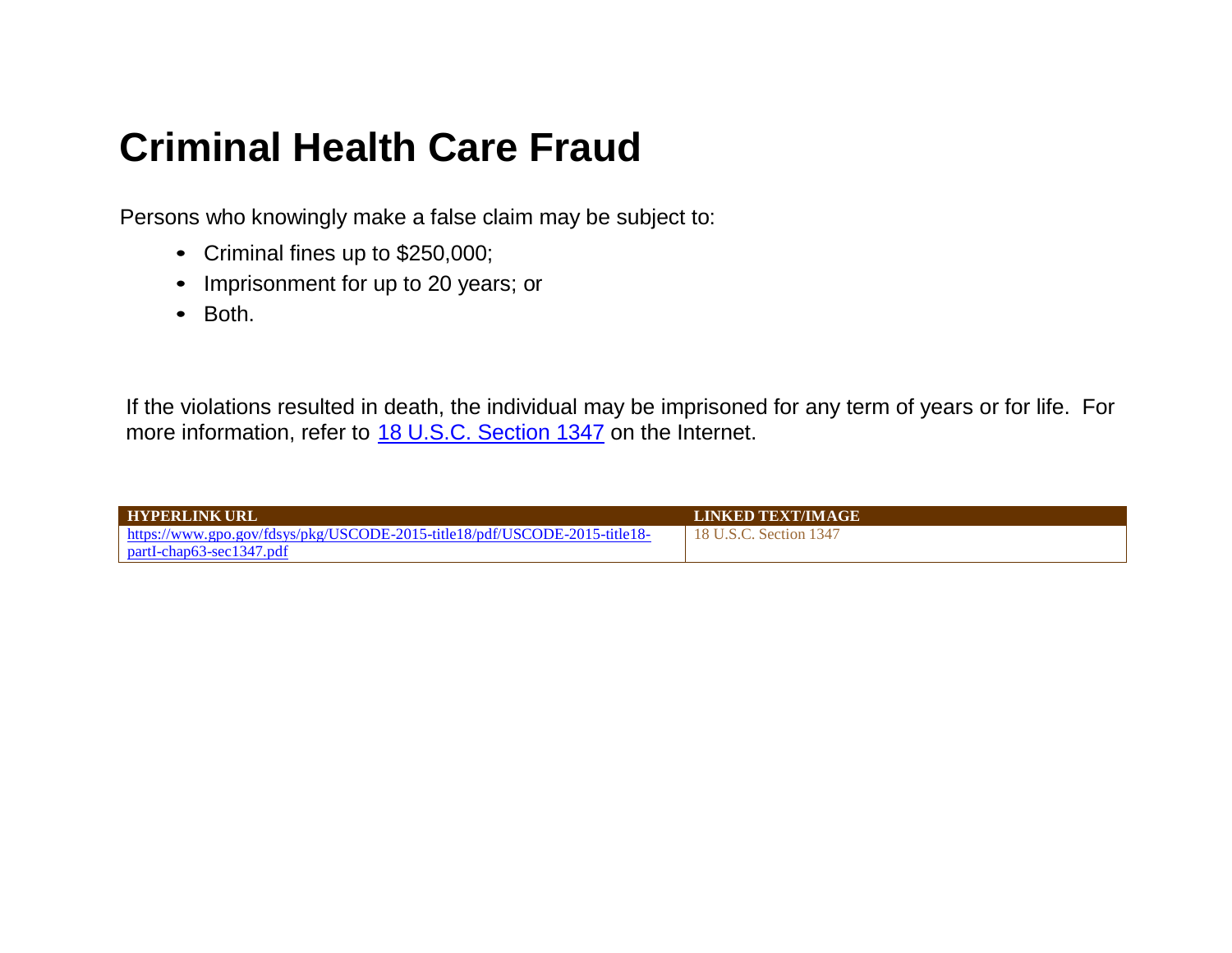# Criminal Health Care Fraud

Persons who knowingly make a false claim may be subject to:

- Criminal fines up to $250,000;
- Imprisonment for up to 20 years; or
- Both.

If the violations resulted in death, the individual may be imprisoned for any term of years or for life. For more information, refer to 18 U.S.C. Section 1347 on the Internet.

| HYPERLINK URL | LINKED TEXT/IMAGE |
| --- | --- |
| https://www.gpo.gov/fdsys/pkg/USCODE-2015-title18/pdf/USCODE-2015-title18-partI-chap63-sec1347.pdf | 18 U.S.C. Section 1347 |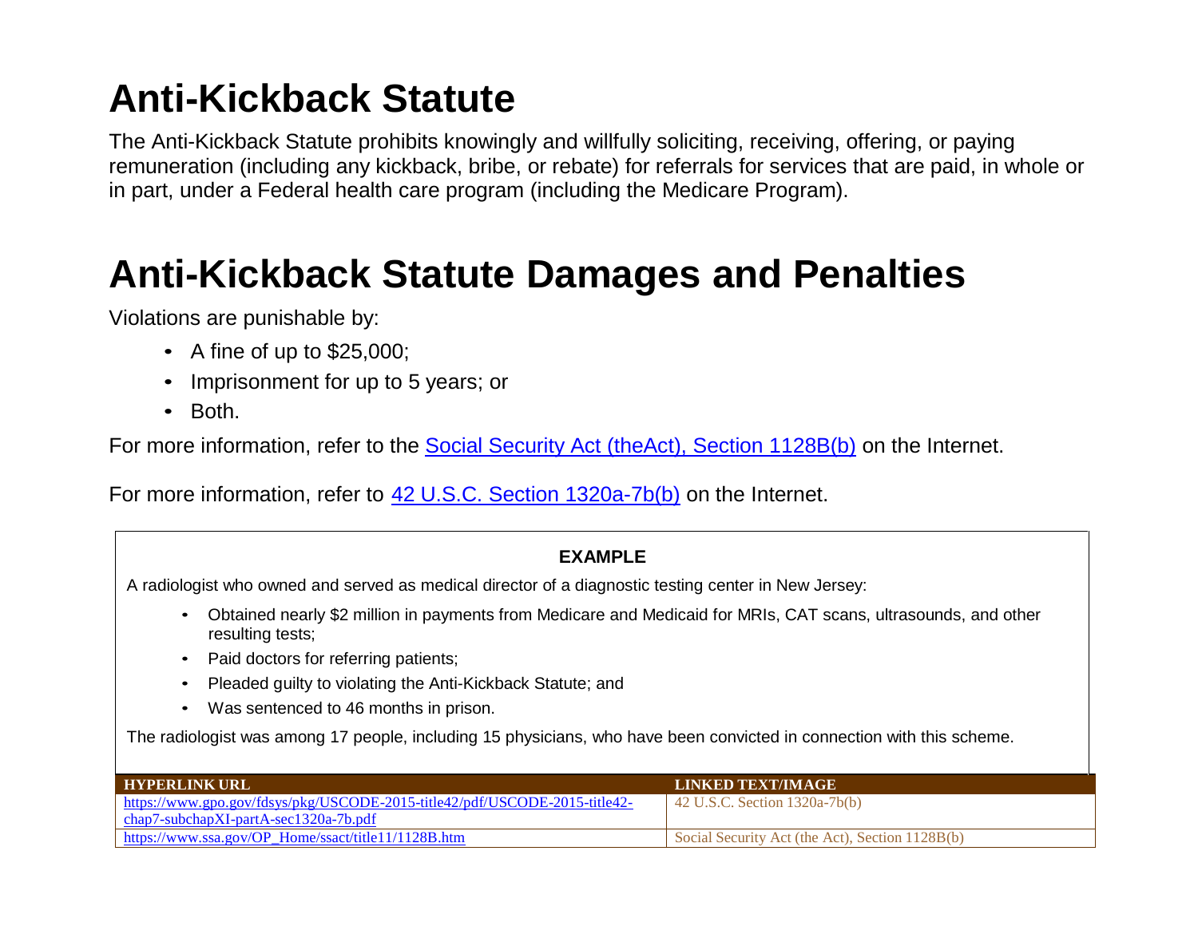# Anti-Kickback Statute

The Anti-Kickback Statute prohibits knowingly and willfully soliciting, receiving, offering, or paying remuneration (including any kickback, bribe, or rebate) for referrals for services that are paid, in whole or in part, under a Federal health care program (including the Medicare Program).

# Anti-Kickback Statute Damages and Penalties

Violations are punishable by:

- A fine of up to $25,000;
- Imprisonment for up to 5 years; or
- Both.

For more information, refer to the Social Security Act (theAct), Section 1128B(b) on the Internet.

For more information, refer to 42 U.S.C. Section 1320a-7b(b) on the Internet.

**EXAMPLE**

A radiologist who owned and served as medical director of a diagnostic testing center in New Jersey:

- Obtained nearly $2 million in payments from Medicare and Medicaid for MRIs, CAT scans, ultrasounds, and other resulting tests;
- Paid doctors for referring patients;
- Pleaded guilty to violating the Anti-Kickback Statute; and
- Was sentenced to 46 months in prison.

The radiologist was among 17 people, including 15 physicians, who have been convicted in connection with this scheme.

| HYPERLINK URL | LINKED TEXT/IMAGE |
|---|---|
| https://www.gpo.gov/fdsys/pkg/USCODE-2015-title42/pdf/USCODE-2015-title42-chap7-subchapXI-partA-sec1320a-7b.pdf | 42 U.S.C. Section 1320a-7b(b) |
| https://www.ssa.gov/OP_Home/ssact/title11/1128B.htm | Social Security Act (the Act), Section 1128B(b) |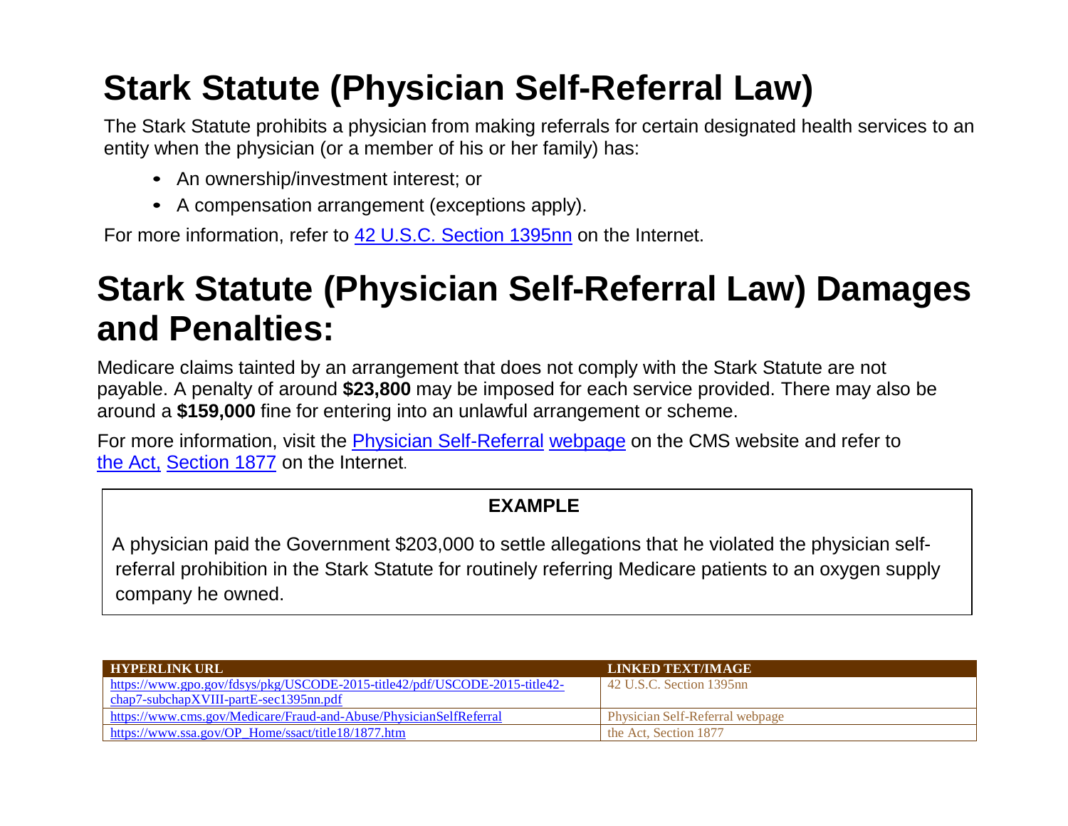# Stark Statute (Physician Self-Referral Law)

The Stark Statute prohibits a physician from making referrals for certain designated health services to an entity when the physician (or a member of his or her family) has:

- An ownership/investment interest; or
- A compensation arrangement (exceptions apply).

For more information, refer to 42 U.S.C. Section 1395nn on the Internet.

# Stark Statute (Physician Self-Referral Law) Damages and Penalties:

Medicare claims tainted by an arrangement that does not comply with the Stark Statute are not payable. A penalty of around **$23,800** may be imposed for each service provided. There may also be around a **$159,000** fine for entering into an unlawful arrangement or scheme.

For more information, visit the Physician Self-Referral webpage on the CMS website and refer to the Act, Section 1877 on the Internet.

> **EXAMPLE**
>
> A physician paid the Government $203,000 to settle allegations that he violated the physician self-referral prohibition in the Stark Statute for routinely referring Medicare patients to an oxygen supply company he owned.

| HYPERLINK URL | LINKED TEXT/IMAGE |
| --- | --- |
| https://www.gpo.gov/fdsys/pkg/USCODE-2015-title42/pdf/USCODE-2015-title42-chap7-subchapXVIII-partE-sec1395nn.pdf | 42 U.S.C. Section 1395nn |
| https://www.cms.gov/Medicare/Fraud-and-Abuse/PhysicianSelfReferral | Physician Self-Referral webpage |
| https://www.ssa.gov/OP_Home/ssact/title18/1877.htm | the Act, Section 1877 |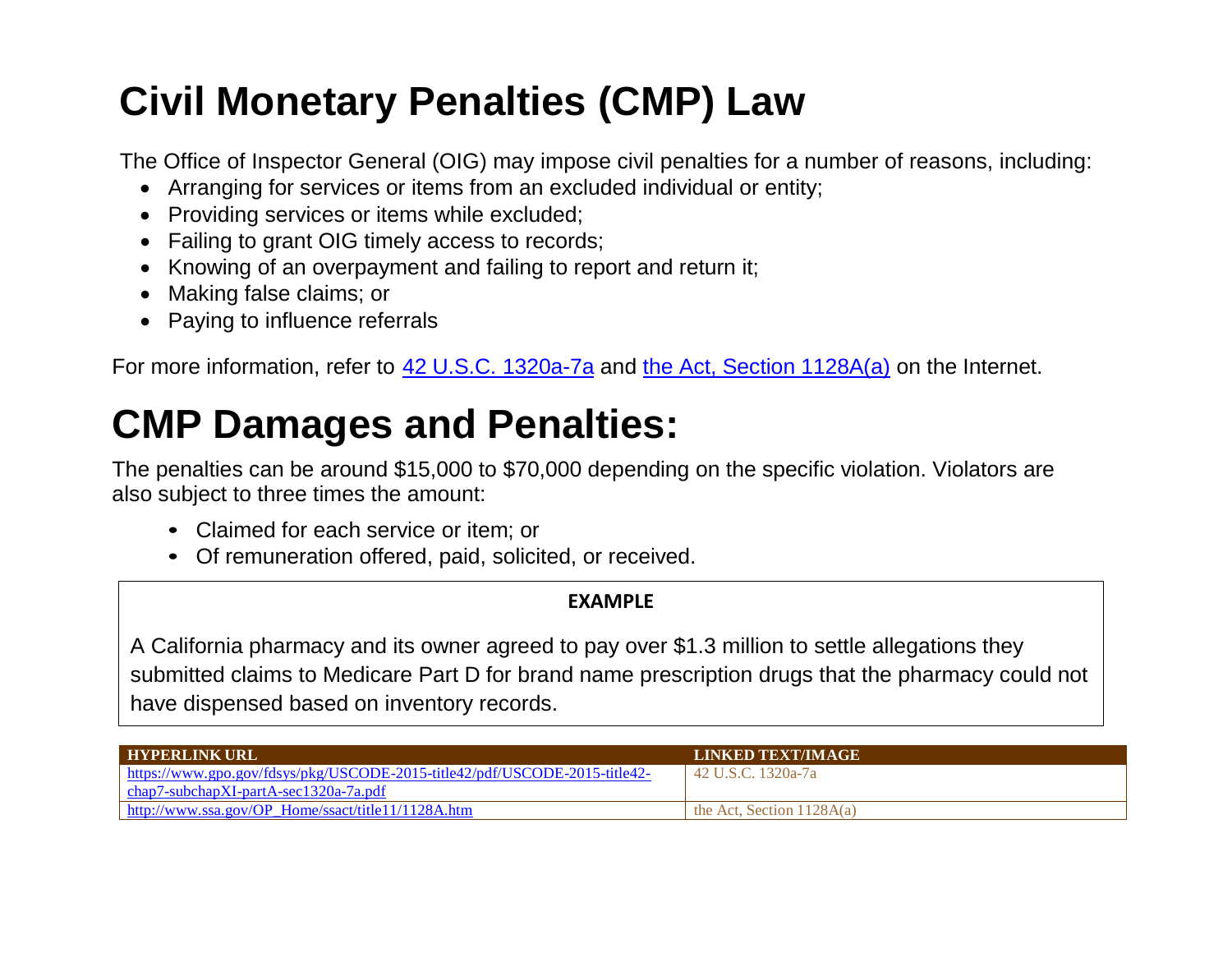# Civil Monetary Penalties (CMP) Law

The Office of Inspector General (OIG) may impose civil penalties for a number of reasons, including:

- Arranging for services or items from an excluded individual or entity;
- Providing services or items while excluded;
- Failing to grant OIG timely access to records;
- Knowing of an overpayment and failing to report and return it;
- Making false claims; or
- Paying to influence referrals

For more information, refer to [42 U.S.C. 1320a-7a](https://www.gpo.gov/fdsys/pkg/USCODE-2015-title42/pdf/USCODE-2015-title42-chap7-subchapXI-partA-sec1320a-7a.pdf) and [the Act, Section 1128A(a)](http://www.ssa.gov/OP_Home/ssact/title11/1128A.htm) on the Internet.

# CMP Damages and Penalties:

The penalties can be around $15,000 to $70,000 depending on the specific violation. Violators are also subject to three times the amount:

- Claimed for each service or item; or
- Of remuneration offered, paid, solicited, or received.

**EXAMPLE**

A California pharmacy and its owner agreed to pay over $1.3 million to settle allegations they submitted claims to Medicare Part D for brand name prescription drugs that the pharmacy could not have dispensed based on inventory records.

| HYPERLINK URL | LINKED TEXT/IMAGE |
| --- | --- |
| https://www.gpo.gov/fdsys/pkg/USCODE-2015-title42/pdf/USCODE-2015-title42-chap7-subchapXI-partA-sec1320a-7a.pdf | 42 U.S.C. 1320a-7a |
| http://www.ssa.gov/OP_Home/ssact/title11/1128A.htm | the Act, Section 1128A(a) |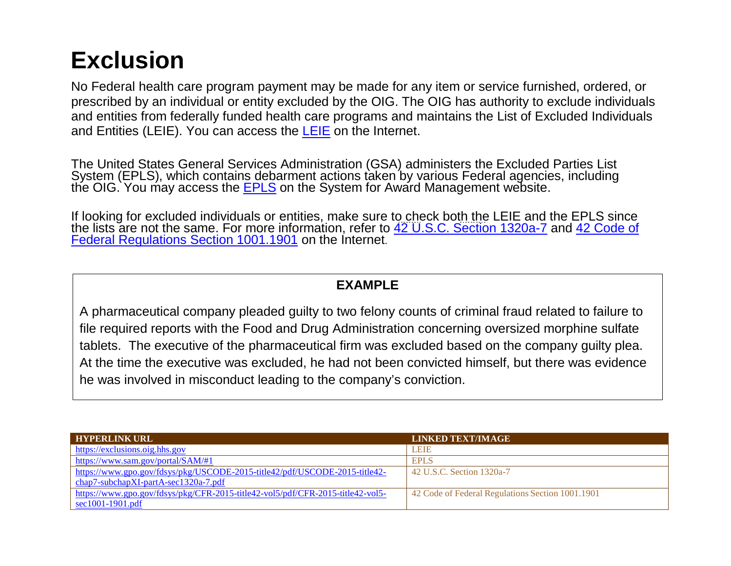# Exclusion

No Federal health care program payment may be made for any item or service furnished, ordered, or prescribed by an individual or entity excluded by the OIG. The OIG has authority to exclude individuals and entities from federally funded health care programs and maintains the List of Excluded Individuals and Entities (LEIE). You can access the LEIE on the Internet.

The United States General Services Administration (GSA) administers the Excluded Parties List System (EPLS), which contains debarment actions taken by various Federal agencies, including the OIG. You may access the EPLS on the System for Award Management website.

If looking for excluded individuals or entities, make sure to check both the LEIE and the EPLS since the lists are not the same. For more information, refer to 42 U.S.C. Section 1320a-7 and 42 Code of Federal Regulations Section 1001.1901 on the Internet.

**EXAMPLE**

A pharmaceutical company pleaded guilty to two felony counts of criminal fraud related to failure to file required reports with the Food and Drug Administration concerning oversized morphine sulfate tablets. The executive of the pharmaceutical firm was excluded based on the company guilty plea. At the time the executive was excluded, he had not been convicted himself, but there was evidence he was involved in misconduct leading to the company's conviction.

| HYPERLINK URL | LINKED TEXT/IMAGE |
|---|---|
| https://exclusions.oig.hhs.gov | LEIE |
| https://www.sam.gov/portal/SAM/#1 | EPLS |
| https://www.gpo.gov/fdsys/pkg/USCODE-2015-title42/pdf/USCODE-2015-title42-chap7-subchapXI-partA-sec1320a-7.pdf | 42 U.S.C. Section 1320a-7 |
| https://www.gpo.gov/fdsys/pkg/CFR-2015-title42-vol5/pdf/CFR-2015-title42-vol5-sec1001-1901.pdf | 42 Code of Federal Regulations Section 1001.1901 |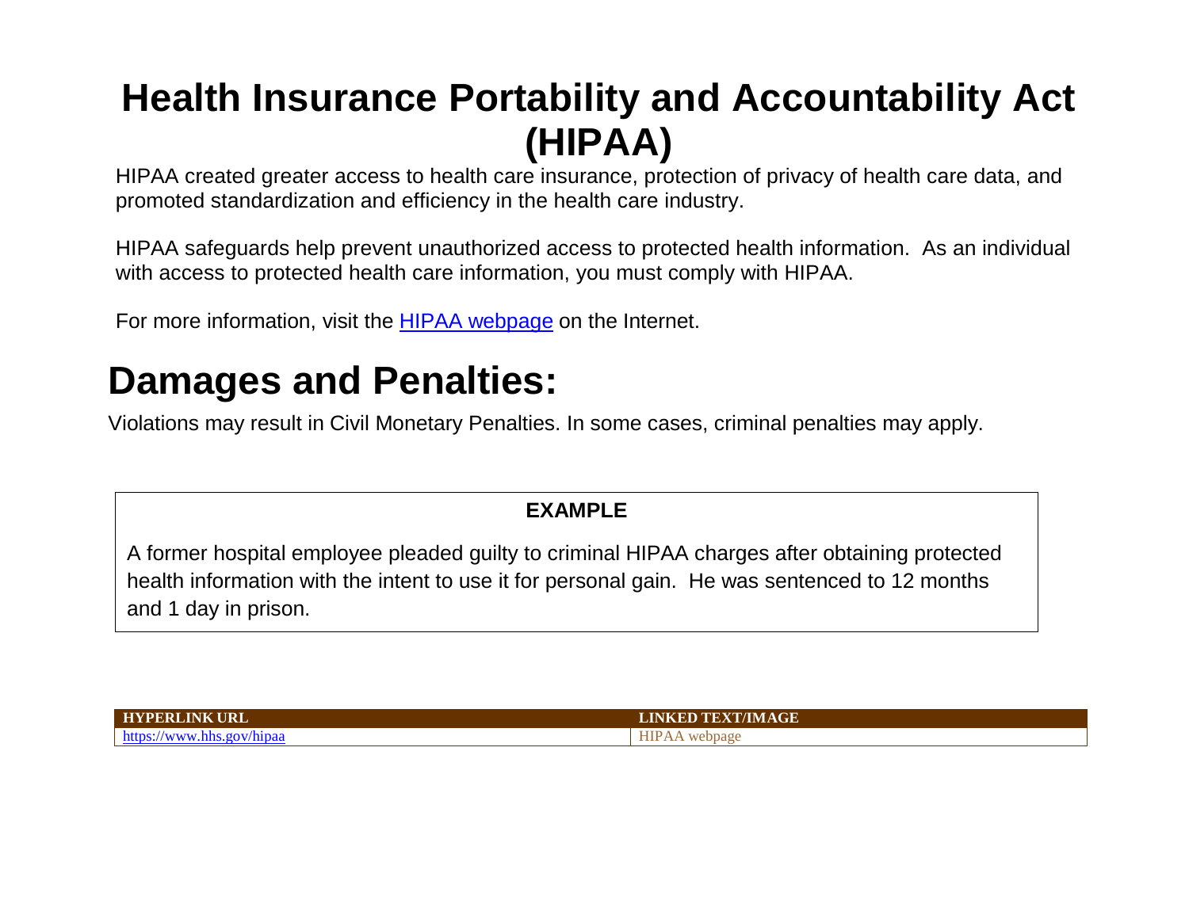# Health Insurance Portability and Accountability Act (HIPAA)

HIPAA created greater access to health care insurance, protection of privacy of health care data, and promoted standardization and efficiency in the health care industry.

HIPAA safeguards help prevent unauthorized access to protected health information. As an individual with access to protected health care information, you must comply with HIPAA.

For more information, visit the [HIPAA webpage](https://www.hhs.gov/hipaa) on the Internet.

# Damages and Penalties:

Violations may result in Civil Monetary Penalties. In some cases, criminal penalties may apply.

**EXAMPLE**

A former hospital employee pleaded guilty to criminal HIPAA charges after obtaining protected health information with the intent to use it for personal gain. He was sentenced to 12 months and 1 day in prison.

| HYPERLINK URL | LINKED TEXT/IMAGE |
| --- | --- |
| https://www.hhs.gov/hipaa | HIPAA webpage |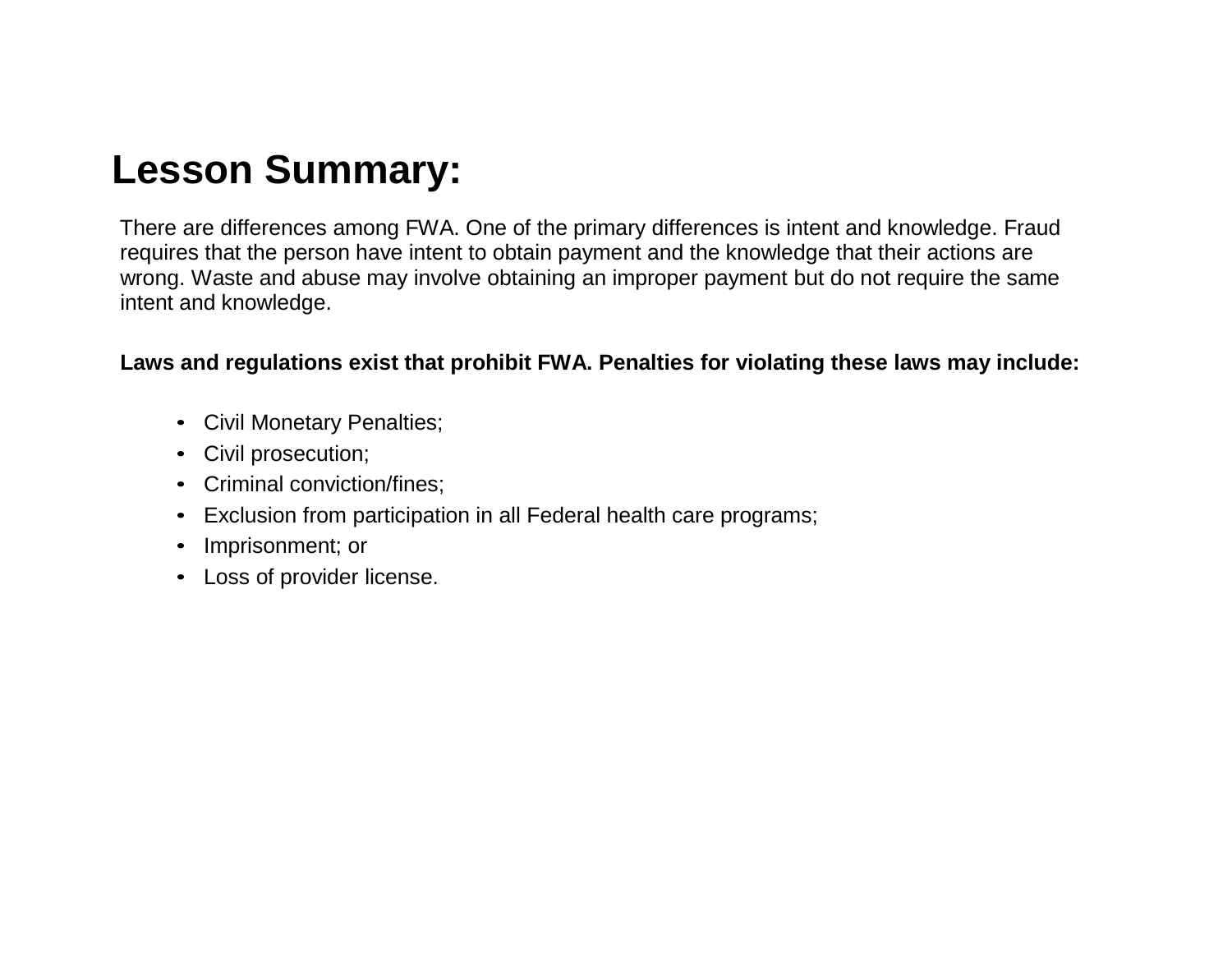# Lesson Summary:

There are differences among FWA. One of the primary differences is intent and knowledge. Fraud requires that the person have intent to obtain payment and the knowledge that their actions are wrong. Waste and abuse may involve obtaining an improper payment but do not require the same intent and knowledge.

**Laws and regulations exist that prohibit FWA. Penalties for violating these laws may include:**

- Civil Monetary Penalties;
- Civil prosecution;
- Criminal conviction/fines;
- Exclusion from participation in all Federal health care programs;
- Imprisonment; or
- Loss of provider license.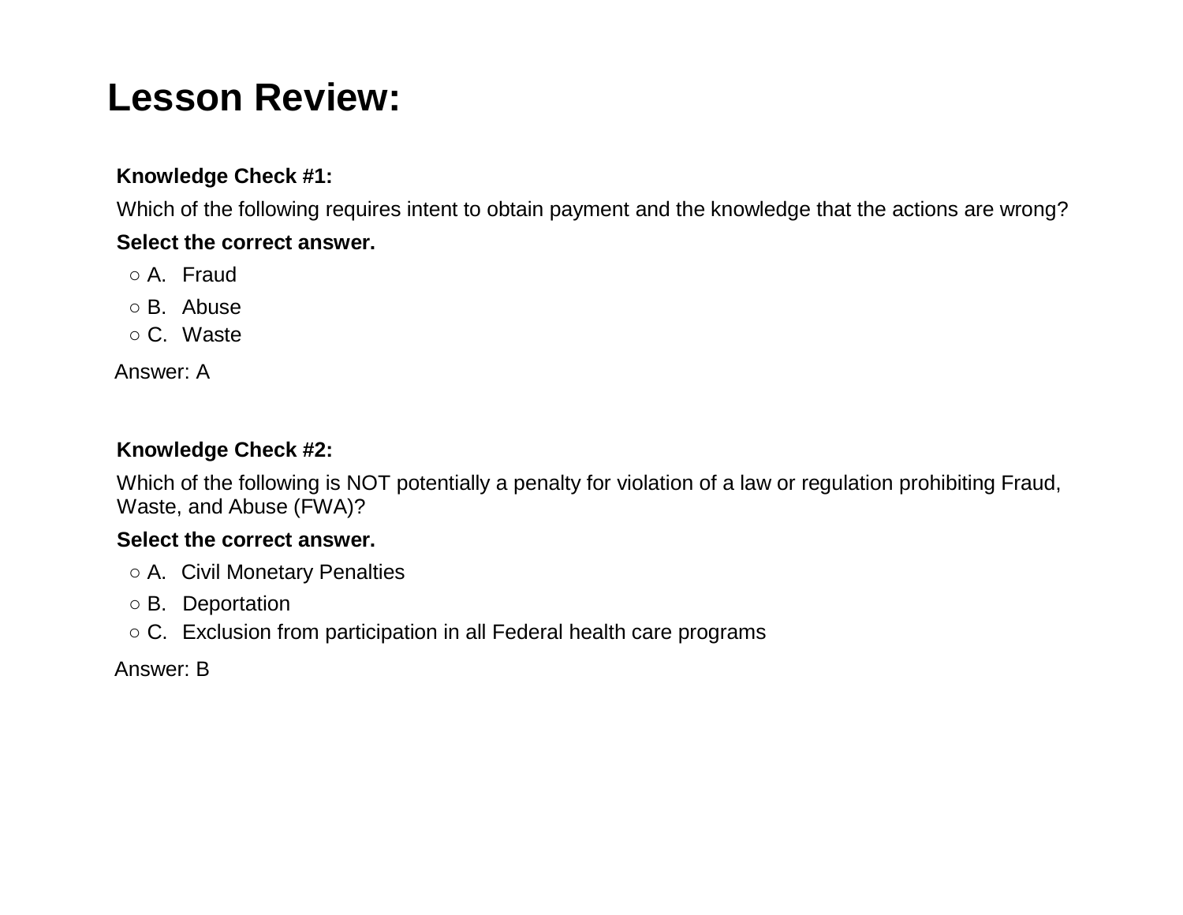# Lesson Review:

**Knowledge Check #1:**

Which of the following requires intent to obtain payment and the knowledge that the actions are wrong?

**Select the correct answer.**

- ○ A. Fraud
- ○ B. Abuse
- ○ C. Waste

Answer: A

**Knowledge Check #2:**

Which of the following is NOT potentially a penalty for violation of a law or regulation prohibiting Fraud, Waste, and Abuse (FWA)?

**Select the correct answer.**

- ○ A. Civil Monetary Penalties
- ○ B. Deportation
- ○ C. Exclusion from participation in all Federal health care programs

Answer: B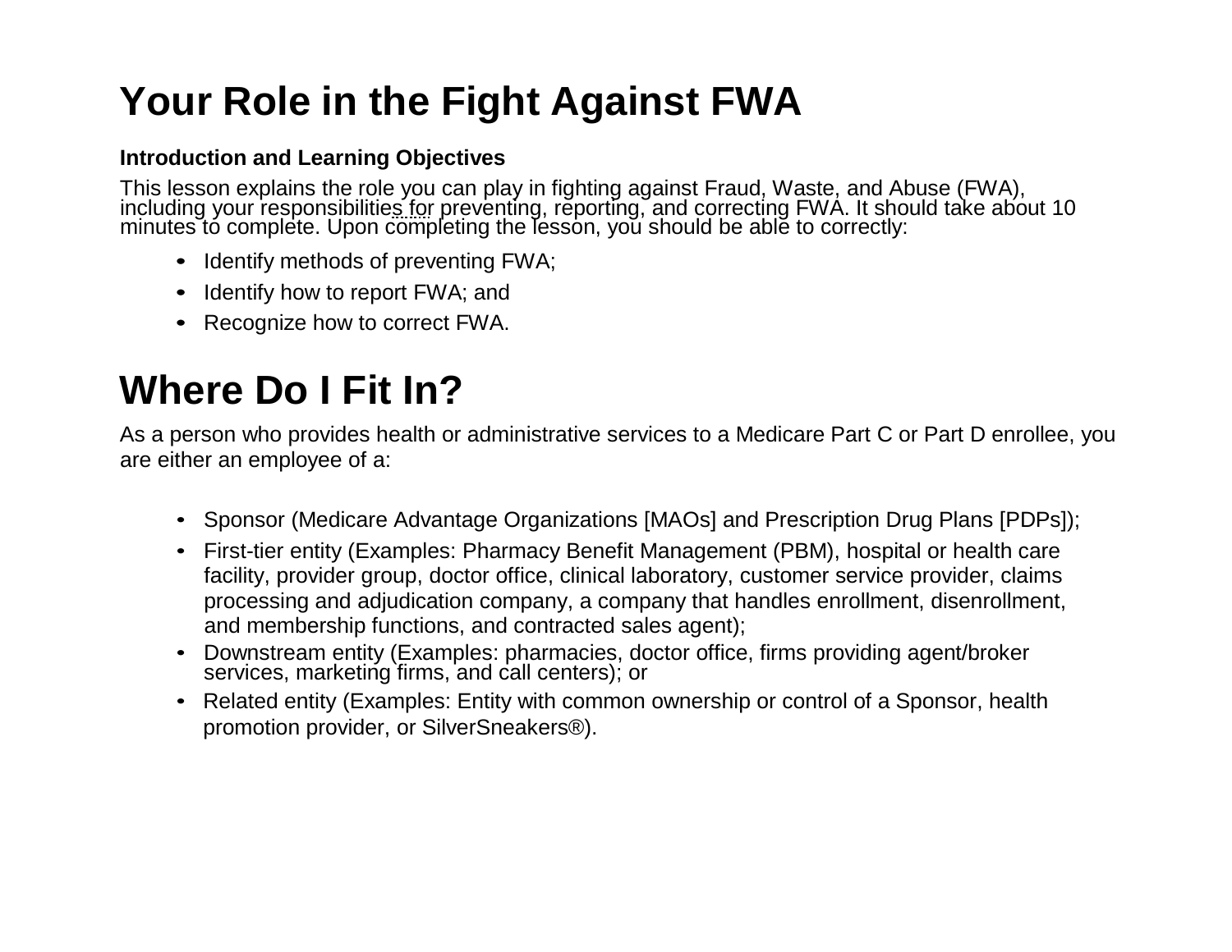# Your Role in the Fight Against FWA

### Introduction and Learning Objectives

This lesson explains the role you can play in fighting against Fraud, Waste, and Abuse (FWA), including your responsibilities for preventing, reporting, and correcting FWA. It should take about 10 minutes to complete. Upon completing the lesson, you should be able to correctly:

- Identify methods of preventing FWA;
- Identify how to report FWA; and
- Recognize how to correct FWA.

# Where Do I Fit In?

As a person who provides health or administrative services to a Medicare Part C or Part D enrollee, you are either an employee of a:

- Sponsor (Medicare Advantage Organizations [MAOs] and Prescription Drug Plans [PDPs]);
- First-tier entity (Examples: Pharmacy Benefit Management (PBM), hospital or health care facility, provider group, doctor office, clinical laboratory, customer service provider, claims processing and adjudication company, a company that handles enrollment, disenrollment, and membership functions, and contracted sales agent);
- Downstream entity (Examples: pharmacies, doctor office, firms providing agent/broker services, marketing firms, and call centers); or
- Related entity (Examples: Entity with common ownership or control of a Sponsor, health promotion provider, or SilverSneakers®).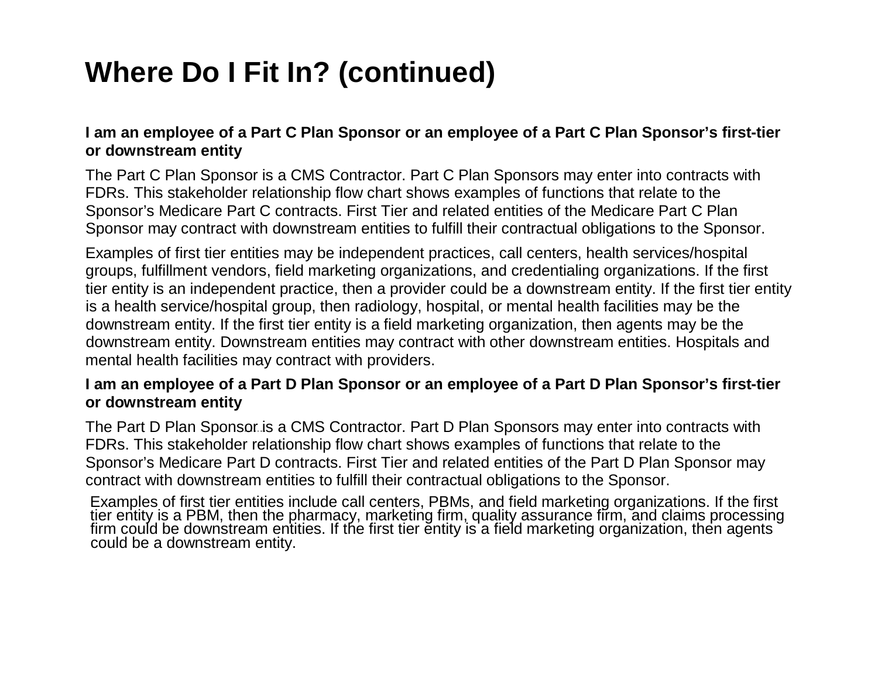# Where Do I Fit In? (continued)

**I am an employee of a Part C Plan Sponsor or an employee of a Part C Plan Sponsor's first-tier or downstream entity**

The Part C Plan Sponsor is a CMS Contractor. Part C Plan Sponsors may enter into contracts with FDRs. This stakeholder relationship flow chart shows examples of functions that relate to the Sponsor's Medicare Part C contracts. First Tier and related entities of the Medicare Part C Plan Sponsor may contract with downstream entities to fulfill their contractual obligations to the Sponsor.

Examples of first tier entities may be independent practices, call centers, health services/hospital groups, fulfillment vendors, field marketing organizations, and credentialing organizations. If the first tier entity is an independent practice, then a provider could be a downstream entity. If the first tier entity is a health service/hospital group, then radiology, hospital, or mental health facilities may be the downstream entity. If the first tier entity is a field marketing organization, then agents may be the downstream entity. Downstream entities may contract with other downstream entities. Hospitals and mental health facilities may contract with providers.

**I am an employee of a Part D Plan Sponsor or an employee of a Part D Plan Sponsor's first-tier or downstream entity**

The Part D Plan Sponsor is a CMS Contractor. Part D Plan Sponsors may enter into contracts with FDRs. This stakeholder relationship flow chart shows examples of functions that relate to the Sponsor's Medicare Part D contracts. First Tier and related entities of the Part D Plan Sponsor may contract with downstream entities to fulfill their contractual obligations to the Sponsor.

Examples of first tier entities include call centers, PBMs, and field marketing organizations. If the first tier entity is a PBM, then the pharmacy, marketing firm, quality assurance firm, and claims processing firm could be downstream entities. If the first tier entity is a field marketing organization, then agents could be a downstream entity.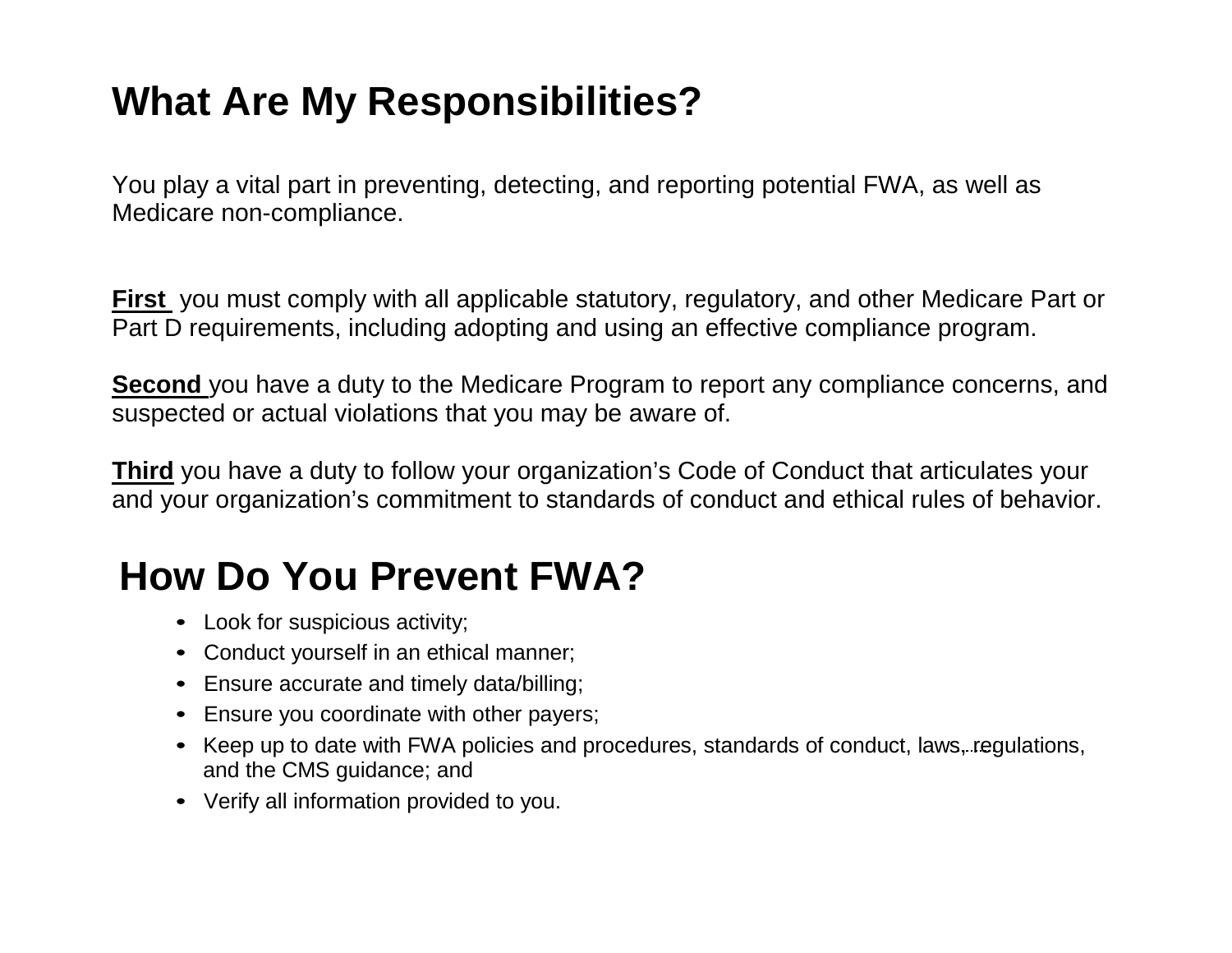# What Are My Responsibilities?

You play a vital part in preventing, detecting, and reporting potential FWA, as well as Medicare non-compliance.

**First** you must comply with all applicable statutory, regulatory, and other Medicare Part or Part D requirements, including adopting and using an effective compliance program.

**Second** you have a duty to the Medicare Program to report any compliance concerns, and suspected or actual violations that you may be aware of.

**Third** you have a duty to follow your organization's Code of Conduct that articulates your and your organization's commitment to standards of conduct and ethical rules of behavior.

# How Do You Prevent FWA?

- Look for suspicious activity;
- Conduct yourself in an ethical manner;
- Ensure accurate and timely data/billing;
- Ensure you coordinate with other payers;
- Keep up to date with FWA policies and procedures, standards of conduct, laws, regulations, and the CMS guidance; and
- Verify all information provided to you.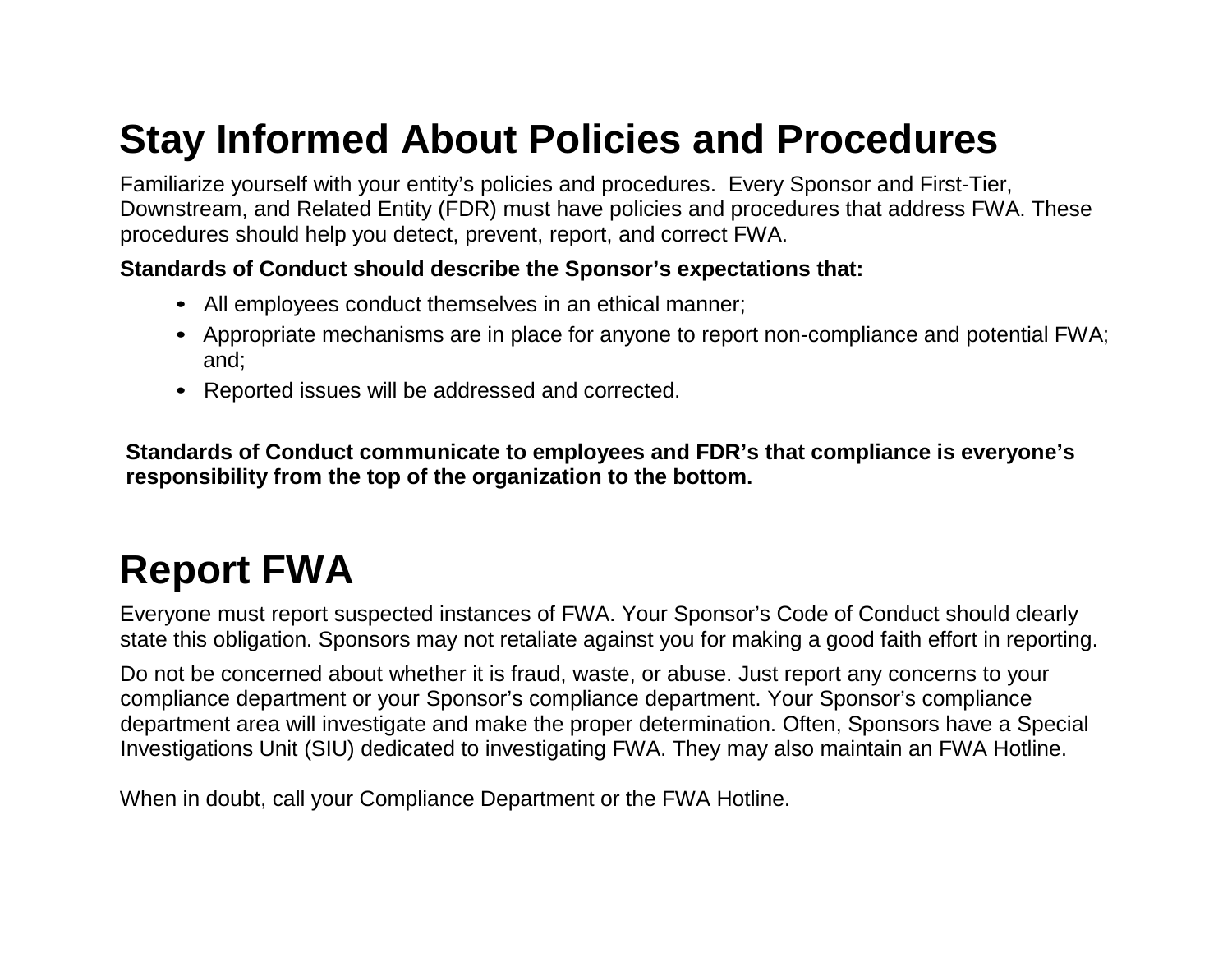# Stay Informed About Policies and Procedures

Familiarize yourself with your entity's policies and procedures. Every Sponsor and First-Tier, Downstream, and Related Entity (FDR) must have policies and procedures that address FWA. These procedures should help you detect, prevent, report, and correct FWA.

**Standards of Conduct should describe the Sponsor's expectations that:**

- All employees conduct themselves in an ethical manner;
- Appropriate mechanisms are in place for anyone to report non-compliance and potential FWA; and;
- Reported issues will be addressed and corrected.

**Standards of Conduct communicate to employees and FDR's that compliance is everyone's responsibility from the top of the organization to the bottom.**

# Report FWA

Everyone must report suspected instances of FWA. Your Sponsor's Code of Conduct should clearly state this obligation. Sponsors may not retaliate against you for making a good faith effort in reporting.

Do not be concerned about whether it is fraud, waste, or abuse. Just report any concerns to your compliance department or your Sponsor's compliance department. Your Sponsor's compliance department area will investigate and make the proper determination. Often, Sponsors have a Special Investigations Unit (SIU) dedicated to investigating FWA. They may also maintain an FWA Hotline.

When in doubt, call your Compliance Department or the FWA Hotline.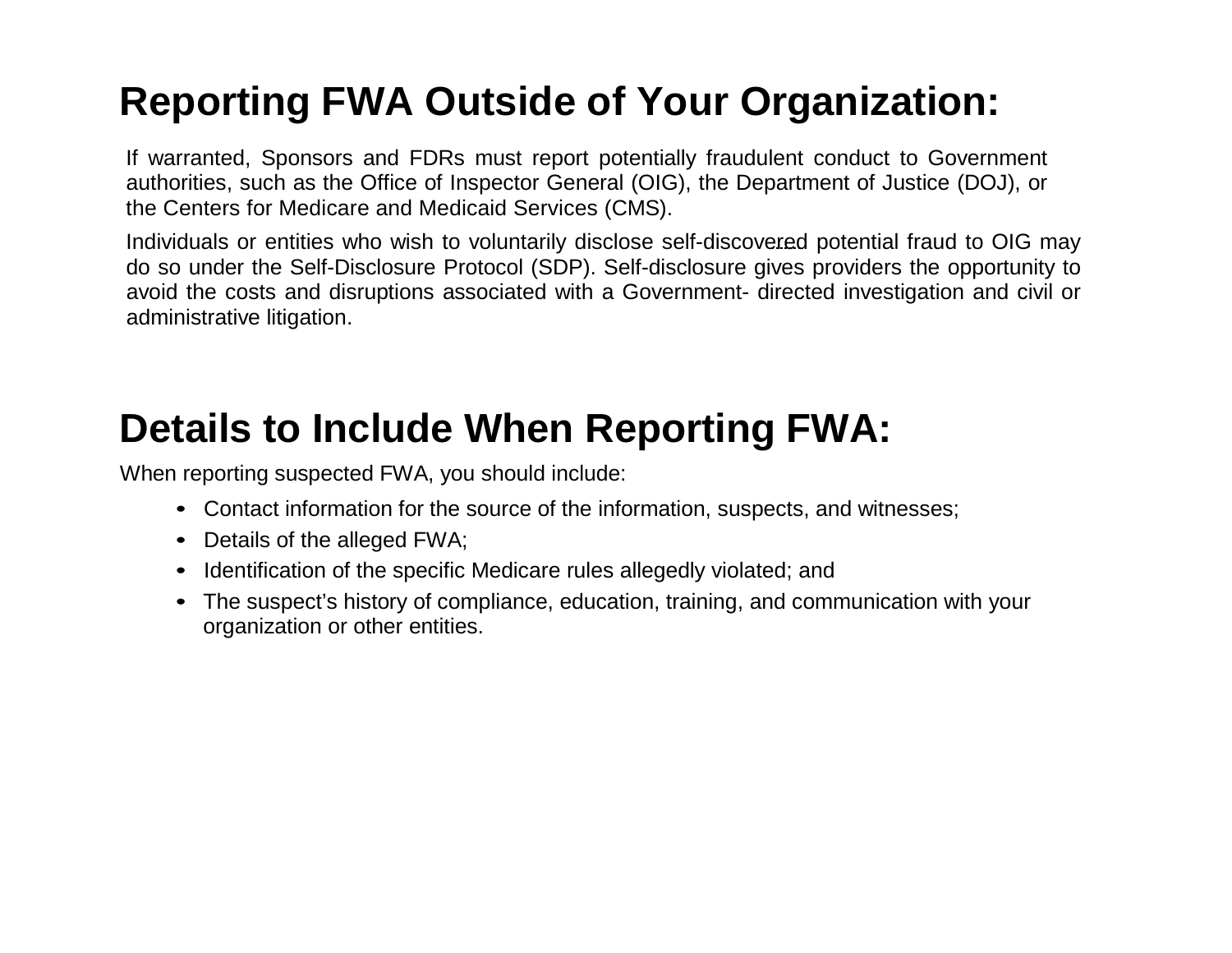## Reporting FWA Outside of Your Organization:

If warranted, Sponsors and FDRs must report potentially fraudulent conduct to Government authorities, such as the Office of Inspector General (OIG), the Department of Justice (DOJ), or the Centers for Medicare and Medicaid Services (CMS).

Individuals or entities who wish to voluntarily disclose self-discovered potential fraud to OIG may do so under the Self-Disclosure Protocol (SDP). Self-disclosure gives providers the opportunity to avoid the costs and disruptions associated with a Government- directed investigation and civil or administrative litigation.

## Details to Include When Reporting FWA:

When reporting suspected FWA, you should include:

- Contact information for the source of the information, suspects, and witnesses;
- Details of the alleged FWA;
- Identification of the specific Medicare rules allegedly violated; and
- The suspect's history of compliance, education, training, and communication with your organization or other entities.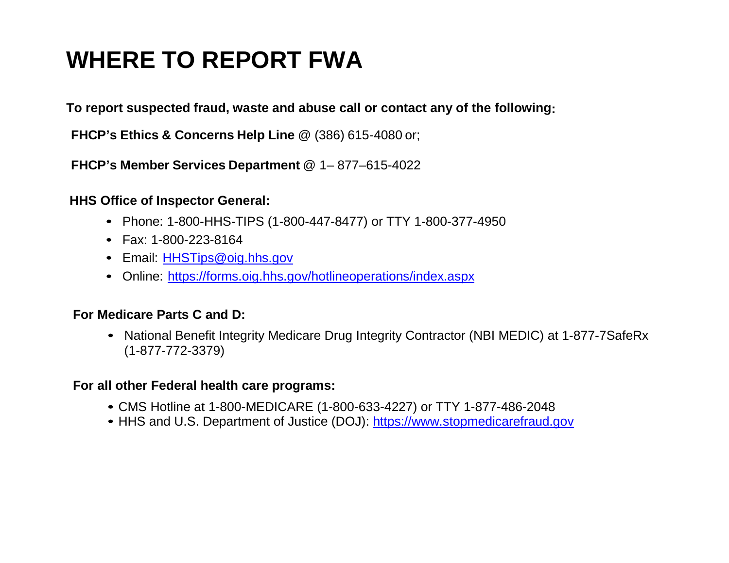# WHERE TO REPORT FWA

**To report suspected fraud, waste and abuse call or contact any of the following:**

**FHCP's Ethics & Concerns Help Line** @ (386) 615-4080 or;

**FHCP's Member Services Department** @ 1– 877–615-4022

**HHS Office of Inspector General:**

- Phone: 1-800-HHS-TIPS (1-800-447-8477) or TTY 1-800-377-4950
- Fax: 1-800-223-8164
- Email: [HHSTips@oig.hhs.gov](mailto:HHSTips@oig.hhs.gov)
- Online: [https://forms.oig.hhs.gov/hotlineoperations/index.aspx](https://forms.oig.hhs.gov/hotlineoperations/index.aspx)

**For Medicare Parts C and D:**

- National Benefit Integrity Medicare Drug Integrity Contractor (NBI MEDIC) at 1-877-7SafeRx (1-877-772-3379)

**For all other Federal health care programs:**

- CMS Hotline at 1-800-MEDICARE (1-800-633-4227) or TTY 1-877-486-2048
- HHS and U.S. Department of Justice (DOJ): [https://www.stopmedicarefraud.gov](https://www.stopmedicarefraud.gov)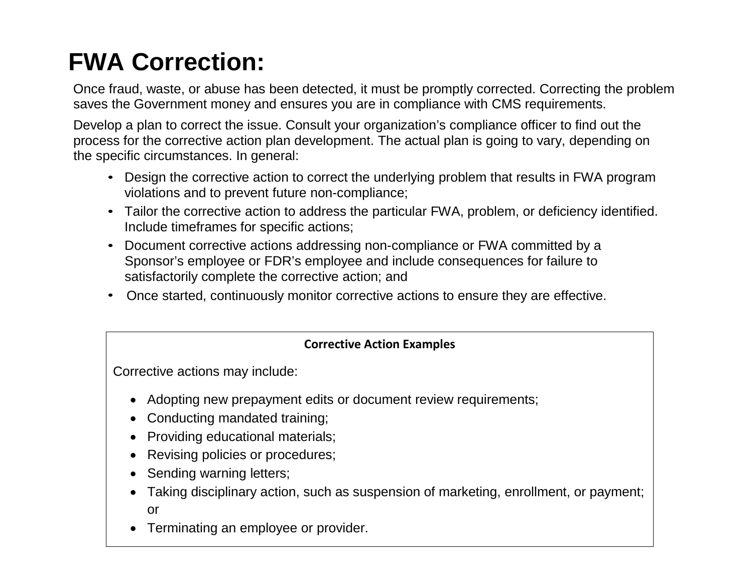# FWA Correction:

Once fraud, waste, or abuse has been detected, it must be promptly corrected. Correcting the problem saves the Government money and ensures you are in compliance with CMS requirements.

Develop a plan to correct the issue. Consult your organization's compliance officer to find out the process for the corrective action plan development. The actual plan is going to vary, depending on the specific circumstances. In general:

- Design the corrective action to correct the underlying problem that results in FWA program violations and to prevent future non-compliance;
- Tailor the corrective action to address the particular FWA, problem, or deficiency identified. Include timeframes for specific actions;
- Document corrective actions addressing non-compliance or FWA committed by a Sponsor's employee or FDR's employee and include consequences for failure to satisfactorily complete the corrective action; and
- Once started, continuously monitor corrective actions to ensure they are effective.

**Corrective Action Examples**

Corrective actions may include:

- Adopting new prepayment edits or document review requirements;
- Conducting mandated training;
- Providing educational materials;
- Revising policies or procedures;
- Sending warning letters;
- Taking disciplinary action, such as suspension of marketing, enrollment, or payment; or
- Terminating an employee or provider.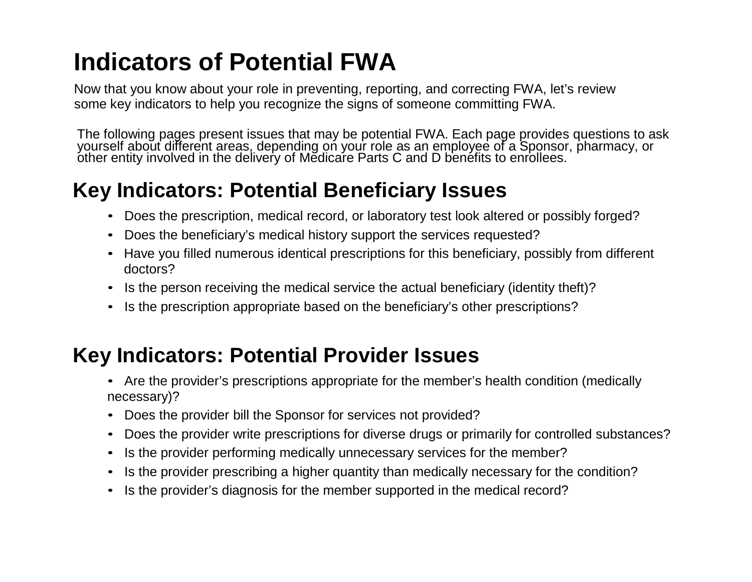# Indicators of Potential FWA

Now that you know about your role in preventing, reporting, and correcting FWA, let's review some key indicators to help you recognize the signs of someone committing FWA.

The following pages present issues that may be potential FWA. Each page provides questions to ask yourself about different areas, depending on your role as an employee of a Sponsor, pharmacy, or other entity involved in the delivery of Medicare Parts C and D benefits to enrollees.

## Key Indicators: Potential Beneficiary Issues

- Does the prescription, medical record, or laboratory test look altered or possibly forged?
- Does the beneficiary's medical history support the services requested?
- Have you filled numerous identical prescriptions for this beneficiary, possibly from different doctors?
- Is the person receiving the medical service the actual beneficiary (identity theft)?
- Is the prescription appropriate based on the beneficiary's other prescriptions?

## Key Indicators: Potential Provider Issues

- Are the provider's prescriptions appropriate for the member's health condition (medically necessary)?
- Does the provider bill the Sponsor for services not provided?
- Does the provider write prescriptions for diverse drugs or primarily for controlled substances?
- Is the provider performing medically unnecessary services for the member?
- Is the provider prescribing a higher quantity than medically necessary for the condition?
- Is the provider's diagnosis for the member supported in the medical record?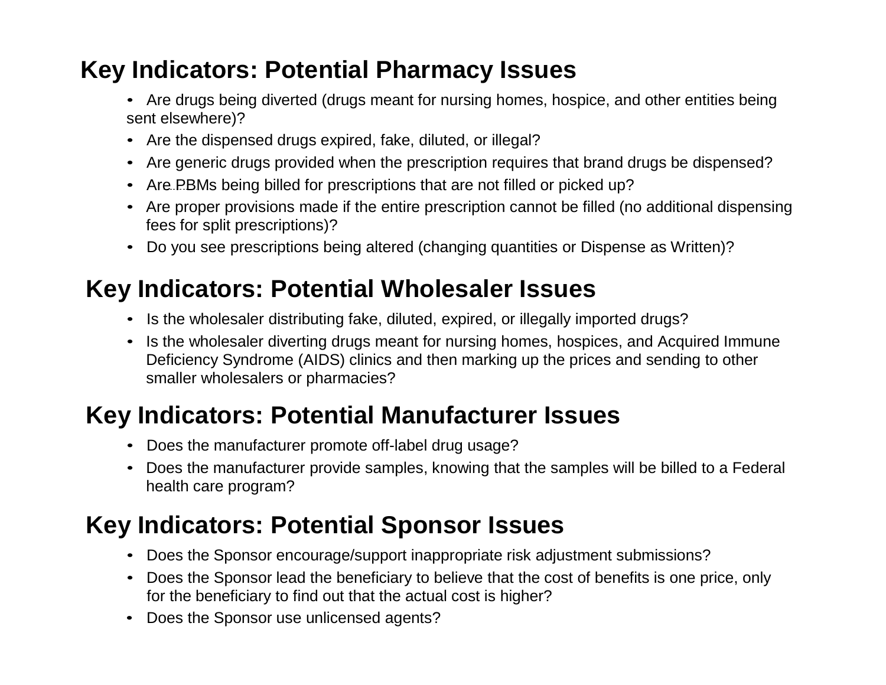## Key Indicators: Potential Pharmacy Issues

- Are drugs being diverted (drugs meant for nursing homes, hospice, and other entities being sent elsewhere)?
- Are the dispensed drugs expired, fake, diluted, or illegal?
- Are generic drugs provided when the prescription requires that brand drugs be dispensed?
- Are PBMs being billed for prescriptions that are not filled or picked up?
- Are proper provisions made if the entire prescription cannot be filled (no additional dispensing fees for split prescriptions)?
- Do you see prescriptions being altered (changing quantities or Dispense as Written)?

## Key Indicators: Potential Wholesaler Issues

- Is the wholesaler distributing fake, diluted, expired, or illegally imported drugs?
- Is the wholesaler diverting drugs meant for nursing homes, hospices, and Acquired Immune Deficiency Syndrome (AIDS) clinics and then marking up the prices and sending to other smaller wholesalers or pharmacies?

## Key Indicators: Potential Manufacturer Issues

- Does the manufacturer promote off-label drug usage?
- Does the manufacturer provide samples, knowing that the samples will be billed to a Federal health care program?

## Key Indicators: Potential Sponsor Issues

- Does the Sponsor encourage/support inappropriate risk adjustment submissions?
- Does the Sponsor lead the beneficiary to believe that the cost of benefits is one price, only for the beneficiary to find out that the actual cost is higher?
- Does the Sponsor use unlicensed agents?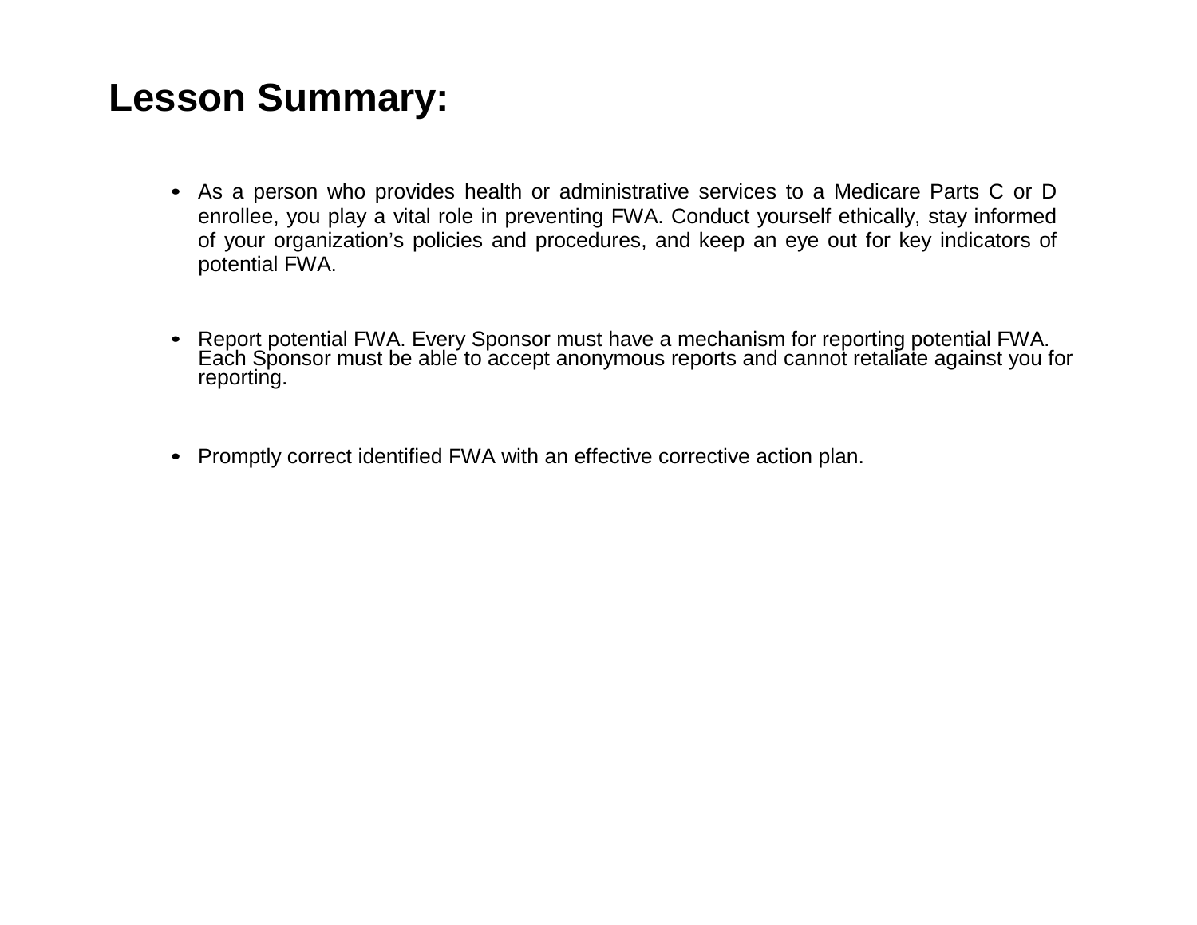# Lesson Summary:

- As a person who provides health or administrative services to a Medicare Parts C or D enrollee, you play a vital role in preventing FWA. Conduct yourself ethically, stay informed of your organization's policies and procedures, and keep an eye out for key indicators of potential FWA.

- Report potential FWA. Every Sponsor must have a mechanism for reporting potential FWA. Each Sponsor must be able to accept anonymous reports and cannot retaliate against you for reporting.

- Promptly correct identified FWA with an effective corrective action plan.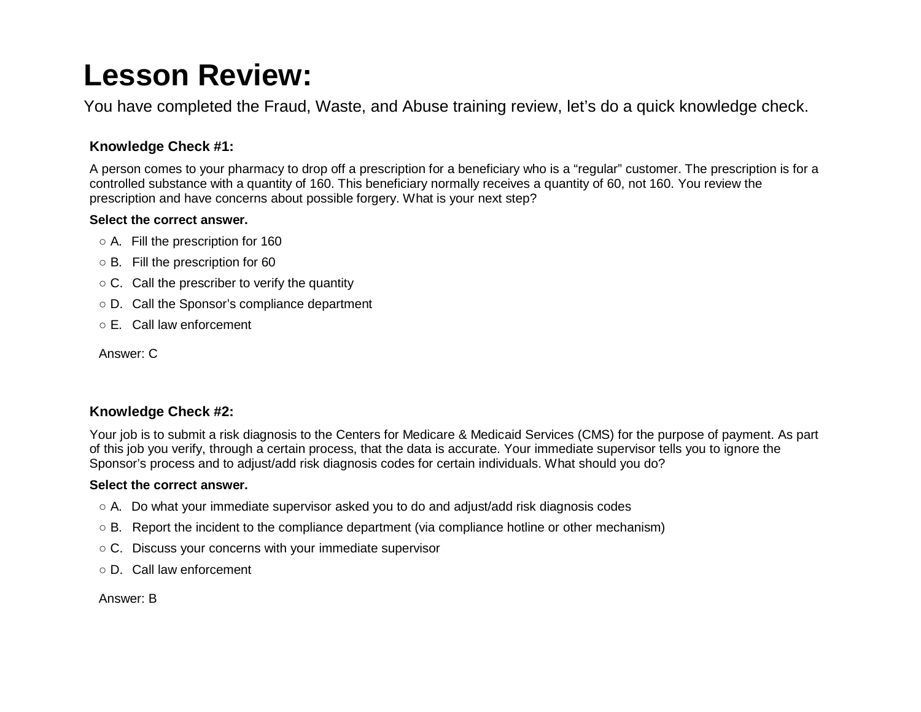# Lesson Review:

You have completed the Fraud, Waste, and Abuse training review, let's do a quick knowledge check.

### Knowledge Check #1:

A person comes to your pharmacy to drop off a prescription for a beneficiary who is a "regular" customer. The prescription is for a controlled substance with a quantity of 160. This beneficiary normally receives a quantity of 60, not 160. You review the prescription and have concerns about possible forgery. What is your next step?

**Select the correct answer.**

- ○ A. Fill the prescription for 160
- ○ B. Fill the prescription for 60
- ○ C. Call the prescriber to verify the quantity
- ○ D. Call the Sponsor's compliance department
- ○ E. Call law enforcement

Answer: C

### Knowledge Check #2:

Your job is to submit a risk diagnosis to the Centers for Medicare & Medicaid Services (CMS) for the purpose of payment. As part of this job you verify, through a certain process, that the data is accurate. Your immediate supervisor tells you to ignore the Sponsor's process and to adjust/add risk diagnosis codes for certain individuals. What should you do?

**Select the correct answer.**

- ○ A. Do what your immediate supervisor asked you to do and adjust/add risk diagnosis codes
- ○ B. Report the incident to the compliance department (via compliance hotline or other mechanism)
- ○ C. Discuss your concerns with your immediate supervisor
- ○ D. Call law enforcement

Answer: B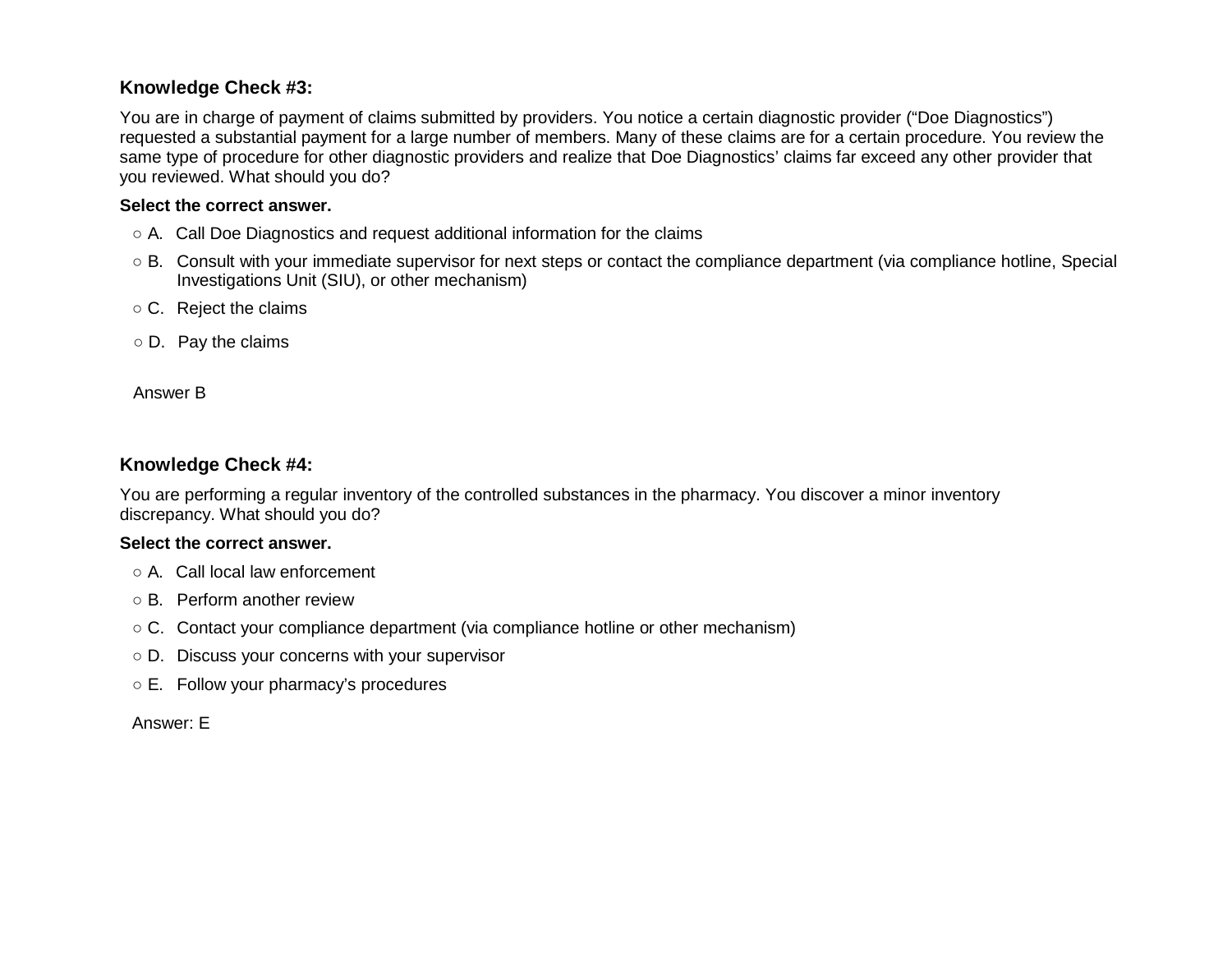**Knowledge Check #3:**

You are in charge of payment of claims submitted by providers. You notice a certain diagnostic provider ("Doe Diagnostics") requested a substantial payment for a large number of members. Many of these claims are for a certain procedure. You review the same type of procedure for other diagnostic providers and realize that Doe Diagnostics' claims far exceed any other provider that you reviewed. What should you do?

**Select the correct answer.**

- ○ A. Call Doe Diagnostics and request additional information for the claims
- ○ B. Consult with your immediate supervisor for next steps or contact the compliance department (via compliance hotline, Special Investigations Unit (SIU), or other mechanism)
- ○ C. Reject the claims
- ○ D. Pay the claims

Answer B

**Knowledge Check #4:**

You are performing a regular inventory of the controlled substances in the pharmacy. You discover a minor inventory discrepancy. What should you do?

**Select the correct answer.**

- ○ A. Call local law enforcement
- ○ B. Perform another review
- ○ C. Contact your compliance department (via compliance hotline or other mechanism)
- ○ D. Discuss your concerns with your supervisor
- ○ E. Follow your pharmacy's procedures

Answer: E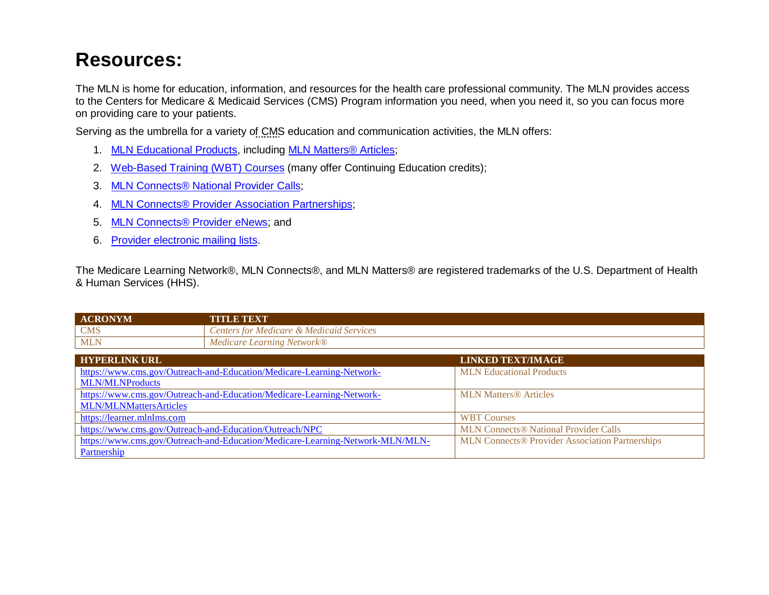# Resources:

The MLN is home for education, information, and resources for the health care professional community. The MLN provides access to the Centers for Medicare & Medicaid Services (CMS) Program information you need, when you need it, so you can focus more on providing care to your patients.

Serving as the umbrella for a variety of CMS education and communication activities, the MLN offers:

1. MLN Educational Products, including MLN Matters® Articles;
2. Web-Based Training (WBT) Courses (many offer Continuing Education credits);
3. MLN Connects® National Provider Calls;
4. MLN Connects® Provider Association Partnerships;
5. MLN Connects® Provider eNews; and
6. Provider electronic mailing lists.

The Medicare Learning Network®, MLN Connects®, and MLN Matters® are registered trademarks of the U.S. Department of Health & Human Services (HHS).

| ACRONYM | TITLE TEXT |
| --- | --- |
| CMS | *Centers for Medicare & Medicaid Services* |
| MLN | *Medicare Learning Network®* |

| HYPERLINK URL | LINKED TEXT/IMAGE |
| --- | --- |
| https://www.cms.gov/Outreach-and-Education/Medicare-Learning-Network-MLN/MLNProducts | MLN Educational Products |
| https://www.cms.gov/Outreach-and-Education/Medicare-Learning-Network-MLN/MLNMattersArticles | MLN Matters® Articles |
| https://learner.mlnlms.com | WBT Courses |
| https://www.cms.gov/Outreach-and-Education/Outreach/NPC | MLN Connects® National Provider Calls |
| https://www.cms.gov/Outreach-and-Education/Medicare-Learning-Network-MLN/MLN-Partnership | MLN Connects® Provider Association Partnerships |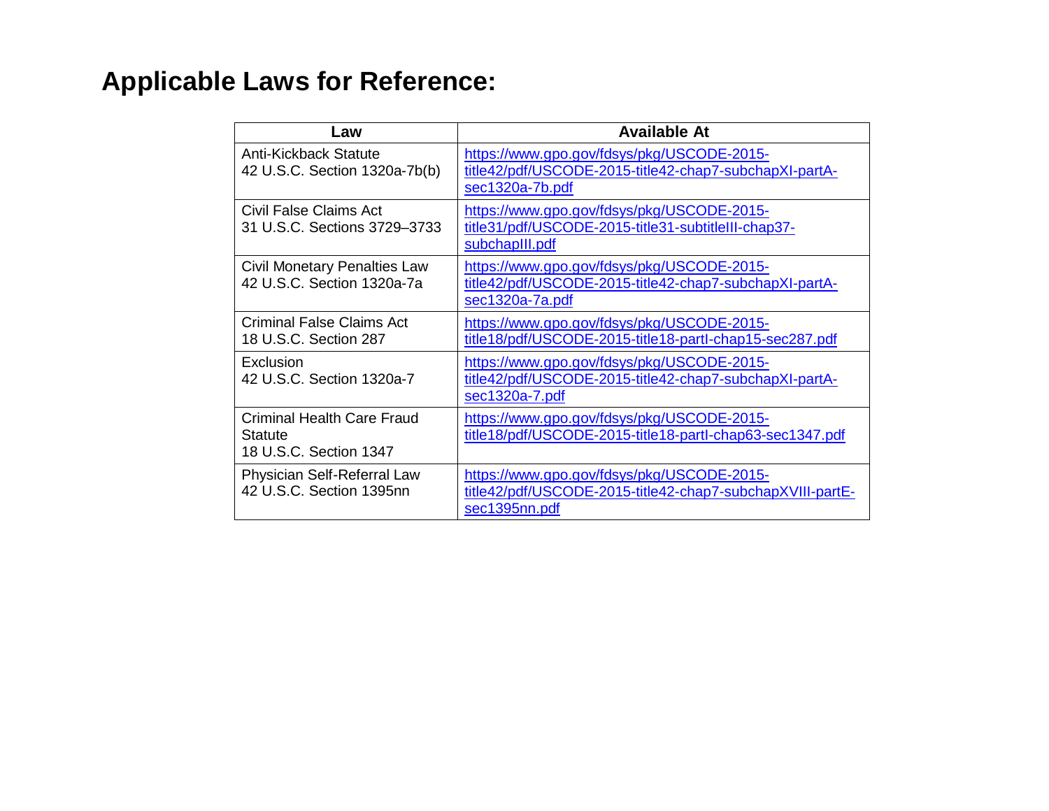## Applicable Laws for Reference:

| Law | Available At |
| --- | --- |
| Anti-Kickback Statute<br>42 U.S.C. Section 1320a-7b(b) | https://www.gpo.gov/fdsys/pkg/USCODE-2015-title42/pdf/USCODE-2015-title42-chap7-subchapXI-partA-sec1320a-7b.pdf |
| Civil False Claims Act<br>31 U.S.C. Sections 3729–3733 | https://www.gpo.gov/fdsys/pkg/USCODE-2015-title31/pdf/USCODE-2015-title31-subtitleIII-chap37-subchapIII.pdf |
| Civil Monetary Penalties Law<br>42 U.S.C. Section 1320a-7a | https://www.gpo.gov/fdsys/pkg/USCODE-2015-title42/pdf/USCODE-2015-title42-chap7-subchapXI-partA-sec1320a-7a.pdf |
| Criminal False Claims Act<br>18 U.S.C. Section 287 | https://www.gpo.gov/fdsys/pkg/USCODE-2015-title18/pdf/USCODE-2015-title18-partI-chap15-sec287.pdf |
| Exclusion<br>42 U.S.C. Section 1320a-7 | https://www.gpo.gov/fdsys/pkg/USCODE-2015-title42/pdf/USCODE-2015-title42-chap7-subchapXI-partA-sec1320a-7.pdf |
| Criminal Health Care Fraud Statute<br>18 U.S.C. Section 1347 | https://www.gpo.gov/fdsys/pkg/USCODE-2015-title18/pdf/USCODE-2015-title18-partI-chap63-sec1347.pdf |
| Physician Self-Referral Law<br>42 U.S.C. Section 1395nn | https://www.gpo.gov/fdsys/pkg/USCODE-2015-title42/pdf/USCODE-2015-title42-chap7-subchapXVIII-partE-sec1395nn.pdf |